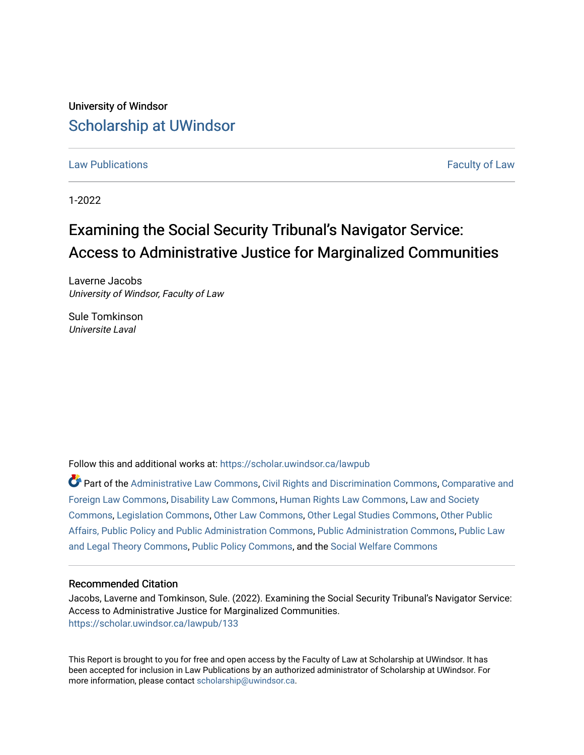University of Windsor

# Scholarship at UWindsor

Law Publications | Faculty of Law

1-2022

# Examining the Social Security Tribunal's Navigator Service: Access to Administrative Justice for Marginalized Communities

Laverne Jacobs
*University of Windsor, Faculty of Law*

Sule Tomkinson
*Universite Laval*

Follow this and additional works at: https://scholar.uwindsor.ca/lawpub

Part of the Administrative Law Commons, Civil Rights and Discrimination Commons, Comparative and Foreign Law Commons, Disability Law Commons, Human Rights Law Commons, Law and Society Commons, Legislation Commons, Other Law Commons, Other Legal Studies Commons, Other Public Affairs, Public Policy and Public Administration Commons, Public Administration Commons, Public Law and Legal Theory Commons, Public Policy Commons, and the Social Welfare Commons

### Recommended Citation

Jacobs, Laverne and Tomkinson, Sule. (2022). Examining the Social Security Tribunal's Navigator Service: Access to Administrative Justice for Marginalized Communities.
https://scholar.uwindsor.ca/lawpub/133

This Report is brought to you for free and open access by the Faculty of Law at Scholarship at UWindsor. It has been accepted for inclusion in Law Publications by an authorized administrator of Scholarship at UWindsor. For more information, please contact scholarship@uwindsor.ca.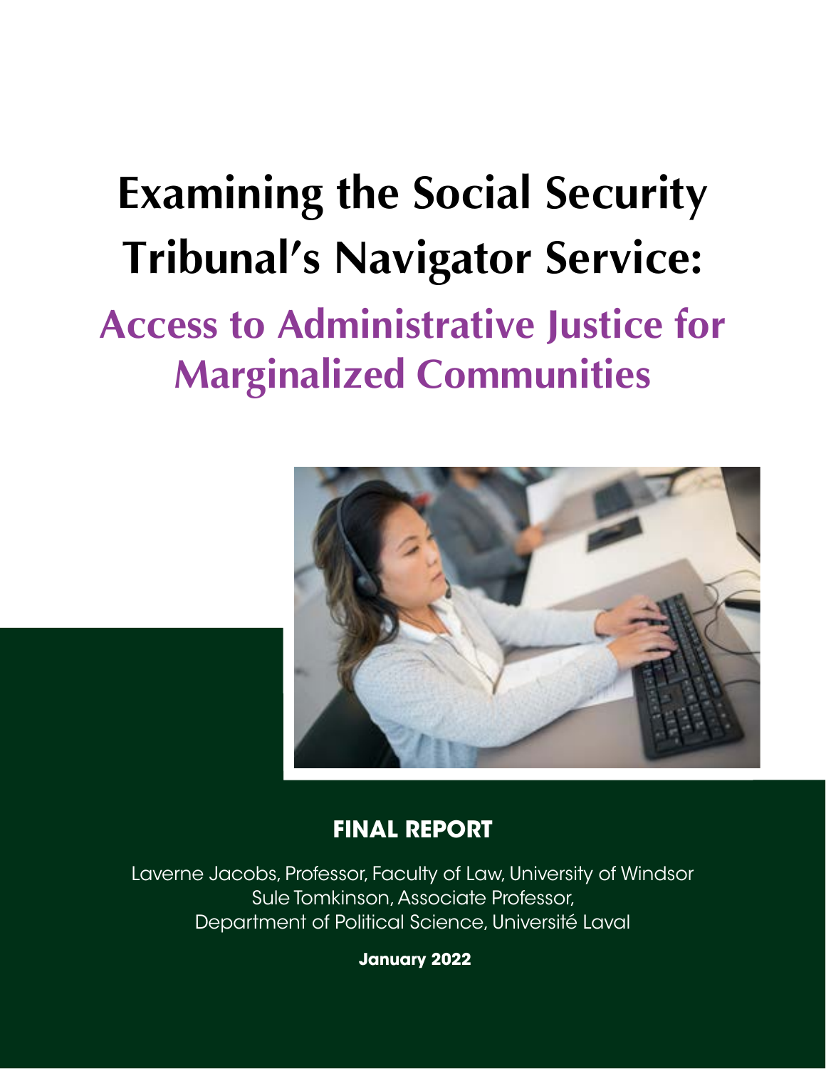# Examining the Social Security Tribunal's Navigator Service:

## Access to Administrative Justice for Marginalized Communities

**FINAL REPORT**

Laverne Jacobs, Professor, Faculty of Law, University of Windsor
Sule Tomkinson, Associate Professor,
Department of Political Science, Université Laval

**January 2022**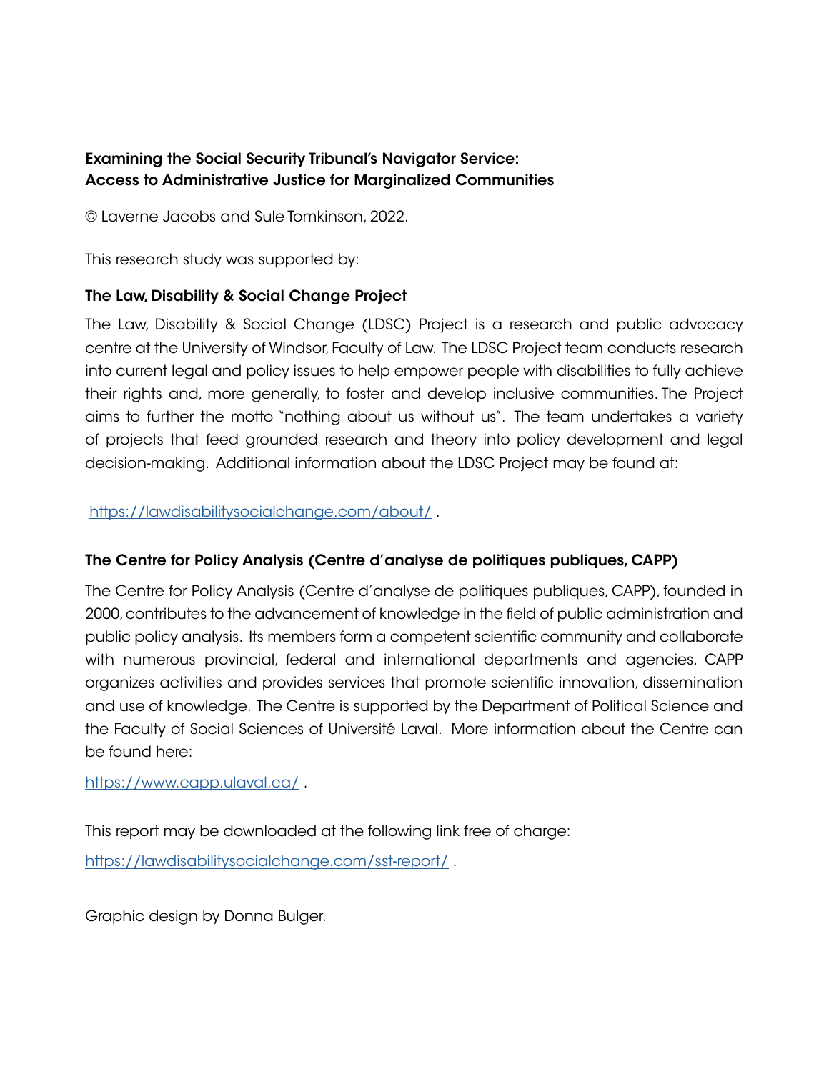**Examining the Social Security Tribunal's Navigator Service:
Access to Administrative Justice for Marginalized Communities**

© Laverne Jacobs and Sule Tomkinson, 2022.

This research study was supported by:

### The Law, Disability & Social Change Project

The Law, Disability & Social Change (LDSC) Project is a research and public advocacy centre at the University of Windsor, Faculty of Law. The LDSC Project team conducts research into current legal and policy issues to help empower people with disabilities to fully achieve their rights and, more generally, to foster and develop inclusive communities. The Project aims to further the motto "nothing about us without us". The team undertakes a variety of projects that feed grounded research and theory into policy development and legal decision-making. Additional information about the LDSC Project may be found at:

https://lawdisabilitysocialchange.com/about/ .

### The Centre for Policy Analysis (Centre d'analyse de politiques publiques, CAPP)

The Centre for Policy Analysis (Centre d'analyse de politiques publiques, CAPP), founded in 2000, contributes to the advancement of knowledge in the field of public administration and public policy analysis. Its members form a competent scientific community and collaborate with numerous provincial, federal and international departments and agencies. CAPP organizes activities and provides services that promote scientific innovation, dissemination and use of knowledge. The Centre is supported by the Department of Political Science and the Faculty of Social Sciences of Université Laval. More information about the Centre can be found here:

https://www.capp.ulaval.ca/ .

This report may be downloaded at the following link free of charge:

https://lawdisabilitysocialchange.com/sst-report/ .

Graphic design by Donna Bulger.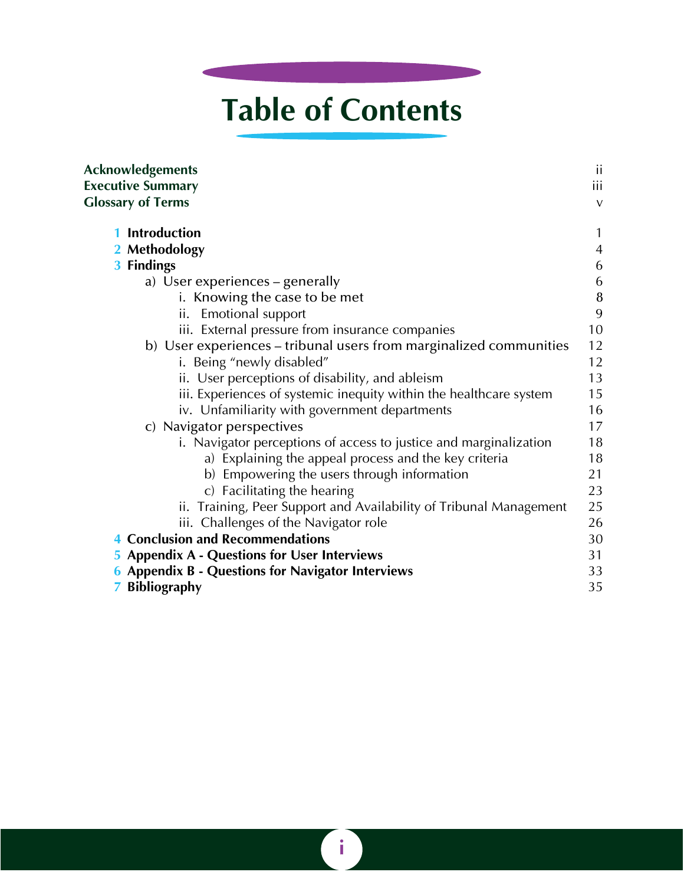# Table of Contents

| | |
|---|---|
| **Acknowledgements** | ii |
| **Executive Summary** | iii |
| **Glossary of Terms** | v |
| **1 Introduction** | 1 |
| **2 Methodology** | 4 |
| **3 Findings** | 6 |
| a) User experiences – generally | 6 |
| i. Knowing the case to be met | 8 |
| ii. Emotional support | 9 |
| iii. External pressure from insurance companies | 10 |
| b) User experiences – tribunal users from marginalized communities | 12 |
| i. Being "newly disabled" | 12 |
| ii. User perceptions of disability, and ableism | 13 |
| iii. Experiences of systemic inequity within the healthcare system | 15 |
| iv. Unfamiliarity with government departments | 16 |
| c) Navigator perspectives | 17 |
| i. Navigator perceptions of access to justice and marginalization | 18 |
| a) Explaining the appeal process and the key criteria | 18 |
| b) Empowering the users through information | 21 |
| c) Facilitating the hearing | 23 |
| ii. Training, Peer Support and Availability of Tribunal Management | 25 |
| iii. Challenges of the Navigator role | 26 |
| **4 Conclusion and Recommendations** | 30 |
| **5 Appendix A - Questions for User Interviews** | 31 |
| **6 Appendix B - Questions for Navigator Interviews** | 33 |
| **7 Bibliography** | 35 |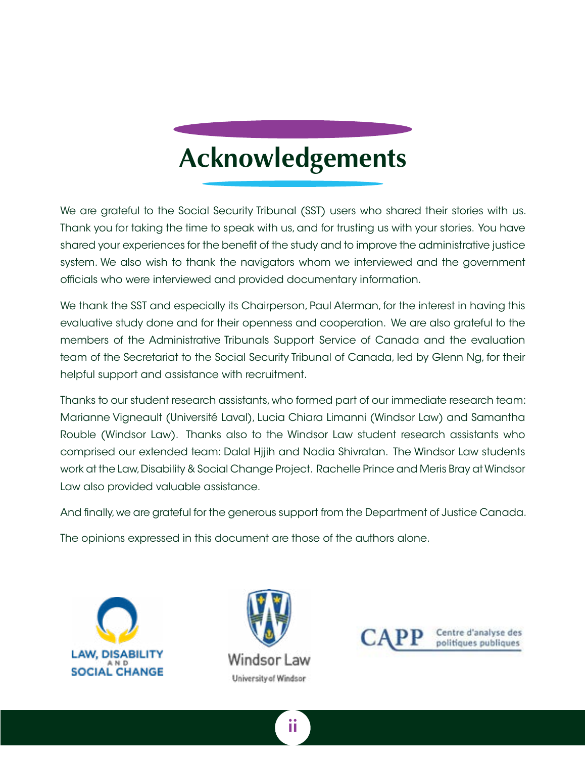# Acknowledgements

We are grateful to the Social Security Tribunal (SST) users who shared their stories with us. Thank you for taking the time to speak with us, and for trusting us with your stories. You have shared your experiences for the benefit of the study and to improve the administrative justice system. We also wish to thank the navigators whom we interviewed and the government officials who were interviewed and provided documentary information.

We thank the SST and especially its Chairperson, Paul Aterman, for the interest in having this evaluative study done and for their openness and cooperation. We are also grateful to the members of the Administrative Tribunals Support Service of Canada and the evaluation team of the Secretariat to the Social Security Tribunal of Canada, led by Glenn Ng, for their helpful support and assistance with recruitment.

Thanks to our student research assistants, who formed part of our immediate research team: Marianne Vigneault (Université Laval), Lucia Chiara Limanni (Windsor Law) and Samantha Rouble (Windsor Law). Thanks also to the Windsor Law student research assistants who comprised our extended team: Dalal Hjjih and Nadia Shivratan. The Windsor Law students work at the Law, Disability & Social Change Project. Rachelle Prince and Meris Bray at Windsor Law also provided valuable assistance.

And finally, we are grateful for the generous support from the Department of Justice Canada.

The opinions expressed in this document are those of the authors alone.

LAW, DISABILITY AND SOCIAL CHANGE

Windsor Law
University of Windsor

CAPP Centre d'analyse des politiques publiques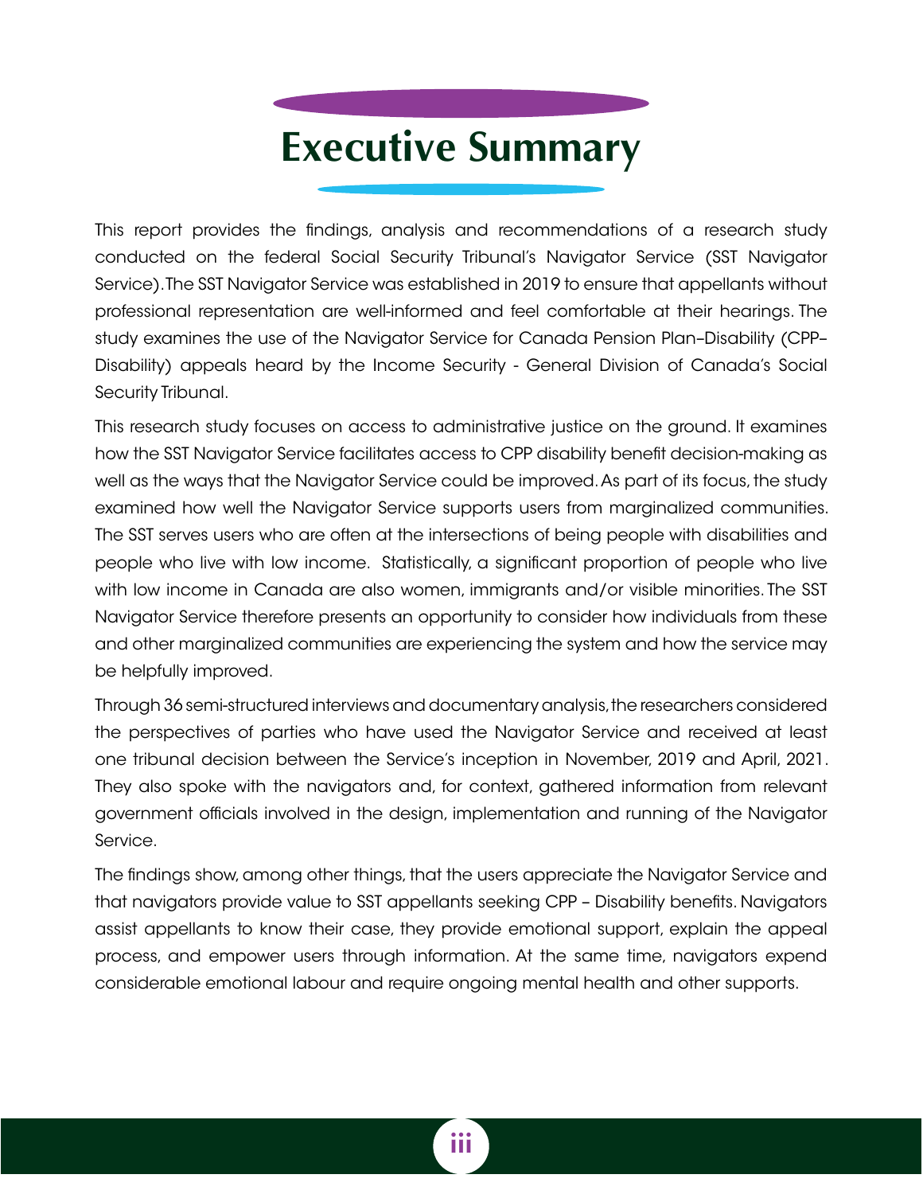# Executive Summary

This report provides the findings, analysis and recommendations of a research study conducted on the federal Social Security Tribunal's Navigator Service (SST Navigator Service). The SST Navigator Service was established in 2019 to ensure that appellants without professional representation are well-informed and feel comfortable at their hearings. The study examines the use of the Navigator Service for Canada Pension Plan–Disability (CPP–Disability) appeals heard by the Income Security - General Division of Canada's Social Security Tribunal.

This research study focuses on access to administrative justice on the ground. It examines how the SST Navigator Service facilitates access to CPP disability benefit decision-making as well as the ways that the Navigator Service could be improved. As part of its focus, the study examined how well the Navigator Service supports users from marginalized communities. The SST serves users who are often at the intersections of being people with disabilities and people who live with low income. Statistically, a significant proportion of people who live with low income in Canada are also women, immigrants and/or visible minorities. The SST Navigator Service therefore presents an opportunity to consider how individuals from these and other marginalized communities are experiencing the system and how the service may be helpfully improved.

Through 36 semi-structured interviews and documentary analysis, the researchers considered the perspectives of parties who have used the Navigator Service and received at least one tribunal decision between the Service's inception in November, 2019 and April, 2021. They also spoke with the navigators and, for context, gathered information from relevant government officials involved in the design, implementation and running of the Navigator Service.

The findings show, among other things, that the users appreciate the Navigator Service and that navigators provide value to SST appellants seeking CPP – Disability benefits. Navigators assist appellants to know their case, they provide emotional support, explain the appeal process, and empower users through information. At the same time, navigators expend considerable emotional labour and require ongoing mental health and other supports.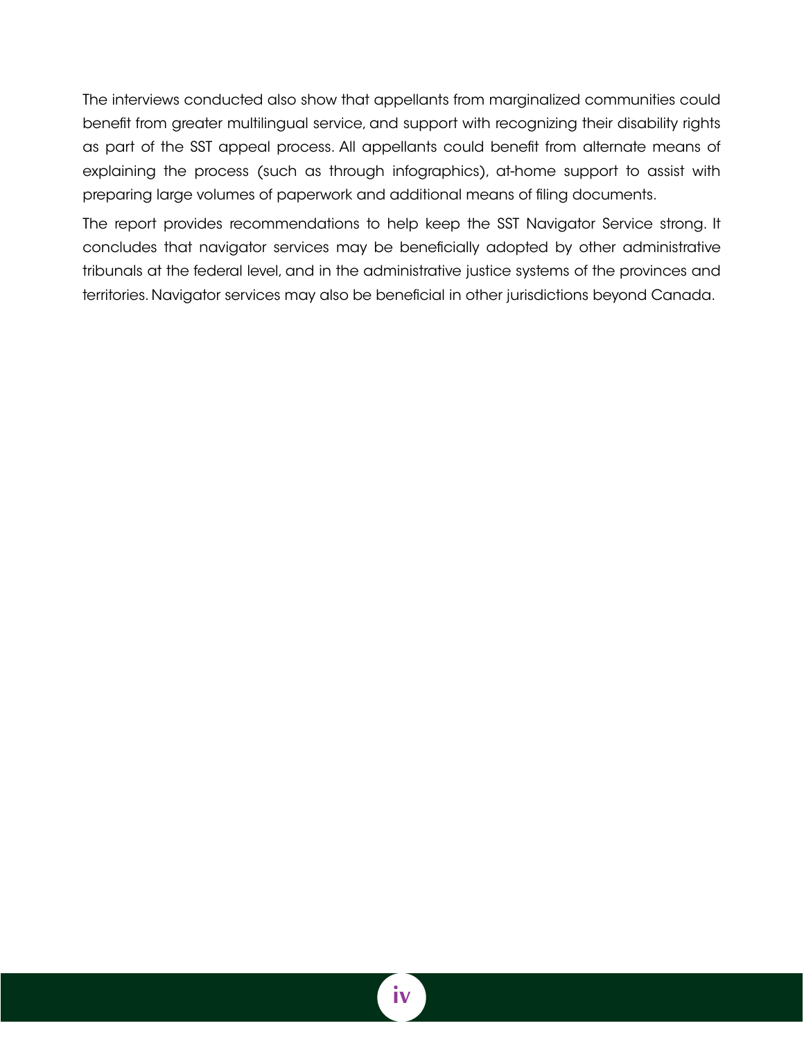The interviews conducted also show that appellants from marginalized communities could benefit from greater multilingual service, and support with recognizing their disability rights as part of the SST appeal process. All appellants could benefit from alternate means of explaining the process (such as through infographics), at-home support to assist with preparing large volumes of paperwork and additional means of filing documents.

The report provides recommendations to help keep the SST Navigator Service strong. It concludes that navigator services may be beneficially adopted by other administrative tribunals at the federal level, and in the administrative justice systems of the provinces and territories. Navigator services may also be beneficial in other jurisdictions beyond Canada.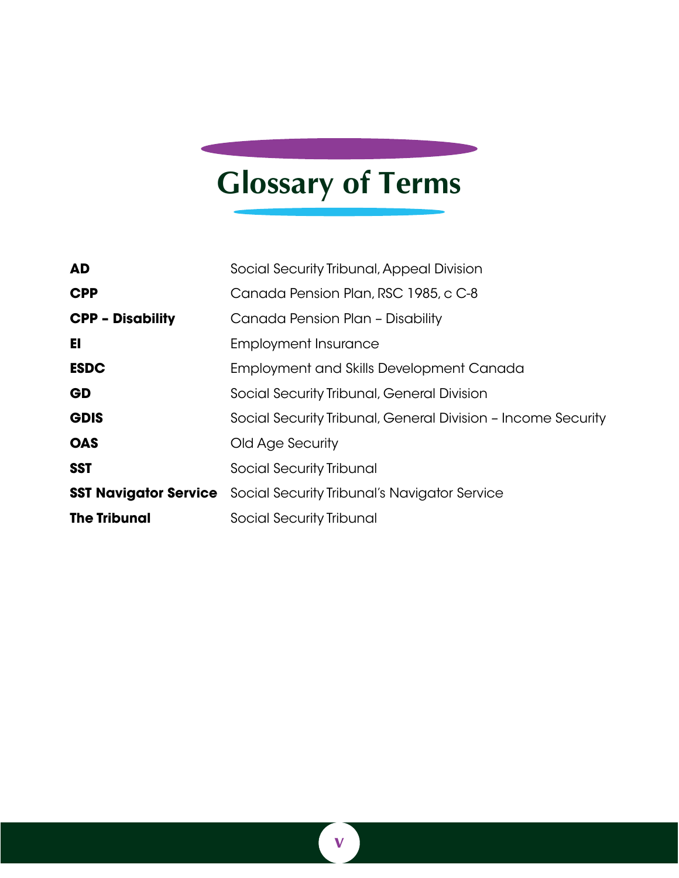# Glossary of Terms

| | |
|---|---|
| **AD** | Social Security Tribunal, Appeal Division |
| **CPP** | Canada Pension Plan, RSC 1985, c C-8 |
| **CPP - Disability** | Canada Pension Plan – Disability |
| **EI** | Employment Insurance |
| **ESDC** | Employment and Skills Development Canada |
| **GD** | Social Security Tribunal, General Division |
| **GDIS** | Social Security Tribunal, General Division – Income Security |
| **OAS** | Old Age Security |
| **SST** | Social Security Tribunal |
| **SST Navigator Service** | Social Security Tribunal's Navigator Service |
| **The Tribunal** | Social Security Tribunal |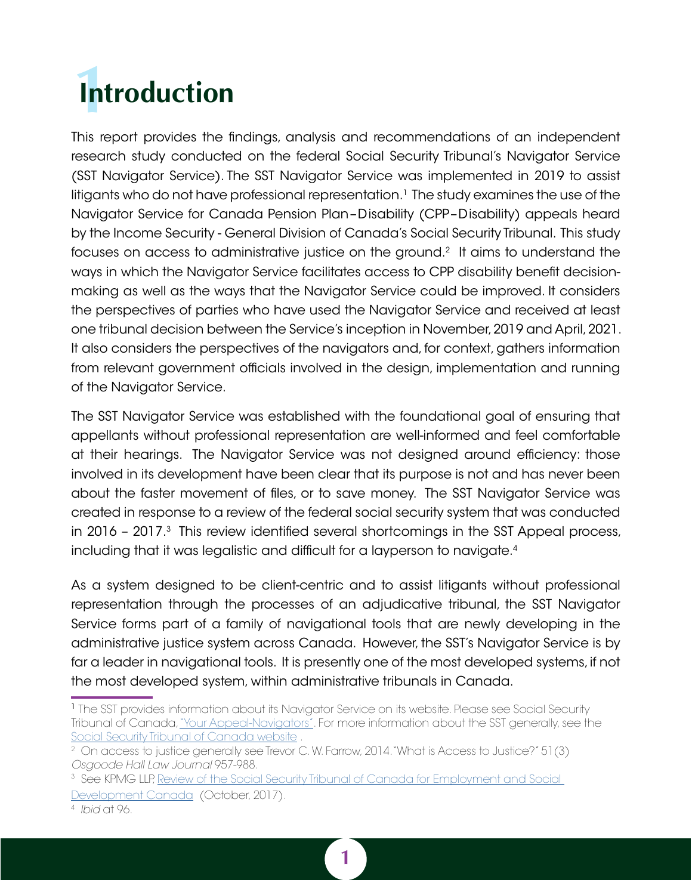# 1 Introduction

This report provides the findings, analysis and recommendations of an independent research study conducted on the federal Social Security Tribunal's Navigator Service (SST Navigator Service). The SST Navigator Service was implemented in 2019 to assist litigants who do not have professional representation.[1] The study examines the use of the Navigator Service for Canada Pension Plan–Disability (CPP–Disability) appeals heard by the Income Security - General Division of Canada's Social Security Tribunal. This study focuses on access to administrative justice on the ground.[2] It aims to understand the ways in which the Navigator Service facilitates access to CPP disability benefit decision-making as well as the ways that the Navigator Service could be improved. It considers the perspectives of parties who have used the Navigator Service and received at least one tribunal decision between the Service's inception in November, 2019 and April, 2021. It also considers the perspectives of the navigators and, for context, gathers information from relevant government officials involved in the design, implementation and running of the Navigator Service.

The SST Navigator Service was established with the foundational goal of ensuring that appellants without professional representation are well-informed and feel comfortable at their hearings. The Navigator Service was not designed around efficiency: those involved in its development have been clear that its purpose is not and has never been about the faster movement of files, or to save money. The SST Navigator Service was created in response to a review of the federal social security system that was conducted in 2016 – 2017.[3] This review identified several shortcomings in the SST Appeal process, including that it was legalistic and difficult for a layperson to navigate.[4]

As a system designed to be client-centric and to assist litigants without professional representation through the processes of an adjudicative tribunal, the SST Navigator Service forms part of a family of navigational tools that are newly developing in the administrative justice system across Canada. However, the SST's Navigator Service is by far a leader in navigational tools. It is presently one of the most developed systems, if not the most developed system, within administrative tribunals in Canada.

---

[1] The SST provides information about its Navigator Service on its website. Please see Social Security Tribunal of Canada, "Your Appeal-Navigators". For more information about the SST generally, see the Social Security Tribunal of Canada website .

[2] On access to justice generally see Trevor C. W. Farrow, 2014. "What is Access to Justice?" 51(3) *Osgoode Hall Law Journal* 957-988.

[3] See KPMG LLP, Review of the Social Security Tribunal of Canada for Employment and Social Development Canada (October, 2017).

[4] *Ibid* at 96.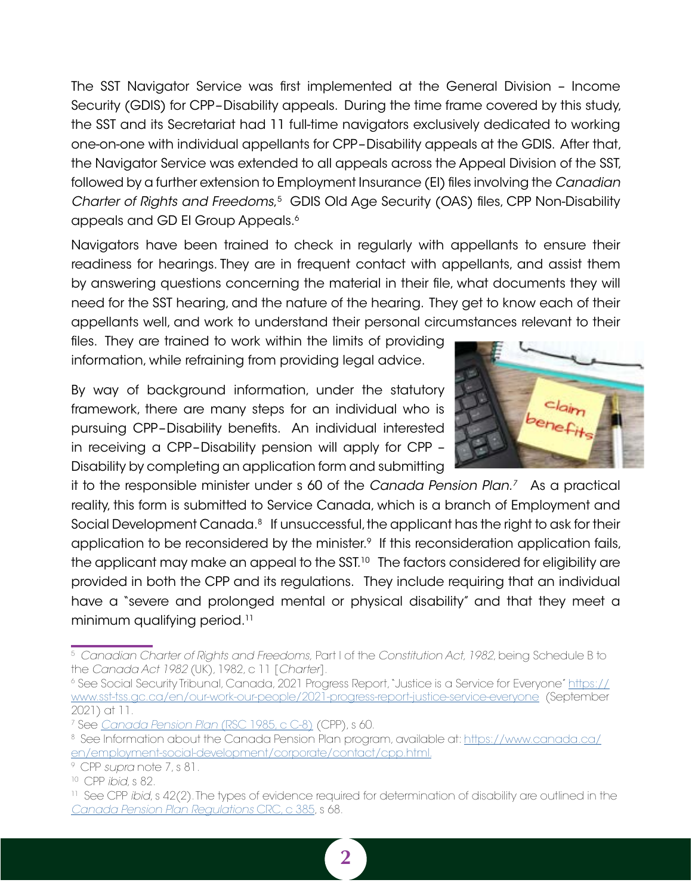The SST Navigator Service was first implemented at the General Division – Income Security (GDIS) for CPP–Disability appeals. During the time frame covered by this study, the SST and its Secretariat had 11 full-time navigators exclusively dedicated to working one-on-one with individual appellants for CPP–Disability appeals at the GDIS. After that, the Navigator Service was extended to all appeals across the Appeal Division of the SST, followed by a further extension to Employment Insurance (EI) files involving the *Canadian Charter of Rights and Freedoms*,[5] GDIS Old Age Security (OAS) files, CPP Non-Disability appeals and GD EI Group Appeals.[6]

Navigators have been trained to check in regularly with appellants to ensure their readiness for hearings. They are in frequent contact with appellants, and assist them by answering questions concerning the material in their file, what documents they will need for the SST hearing, and the nature of the hearing. They get to know each of their appellants well, and work to understand their personal circumstances relevant to their files. They are trained to work within the limits of providing information, while refraining from providing legal advice.

By way of background information, under the statutory framework, there are many steps for an individual who is pursuing CPP–Disability benefits. An individual interested in receiving a CPP–Disability pension will apply for CPP – Disability by completing an application form and submitting it to the responsible minister under s 60 of the *Canada Pension Plan*.[7] As a practical reality, this form is submitted to Service Canada, which is a branch of Employment and Social Development Canada.[8] If unsuccessful, the applicant has the right to ask for their application to be reconsidered by the minister.[9] If this reconsideration application fails, the applicant may make an appeal to the SST.[10] The factors considered for eligibility are provided in both the CPP and its regulations. They include requiring that an individual have a "severe and prolonged mental or physical disability" and that they meet a minimum qualifying period.[11]

---

[5] *Canadian Charter of Rights and Freedoms*, Part I of the *Constitution Act, 1982*, being Schedule B to the *Canada Act 1982* (UK), 1982, c 11 [*Charter*].

[6] See Social Security Tribunal, Canada, 2021 Progress Report, "Justice is a Service for Everyone" https://www.sst-tss.gc.ca/en/our-work-our-people/2021-progress-report-justice-service-everyone (September 2021) at 11.

[7] See *Canada Pension Plan* (RSC 1985, c C-8) (CPP), s 60.

[8] See Information about the Canada Pension Plan program, available at: https://www.canada.ca/en/employment-social-development/corporate/contact/cpp.html.

[9] CPP *supra* note 7, s 81.

[10] CPP *ibid*, s 82.

[11] See CPP *ibid*, s 42(2). The types of evidence required for determination of disability are outlined in the *Canada Pension Plan Regulations* CRC, c 385, s 68.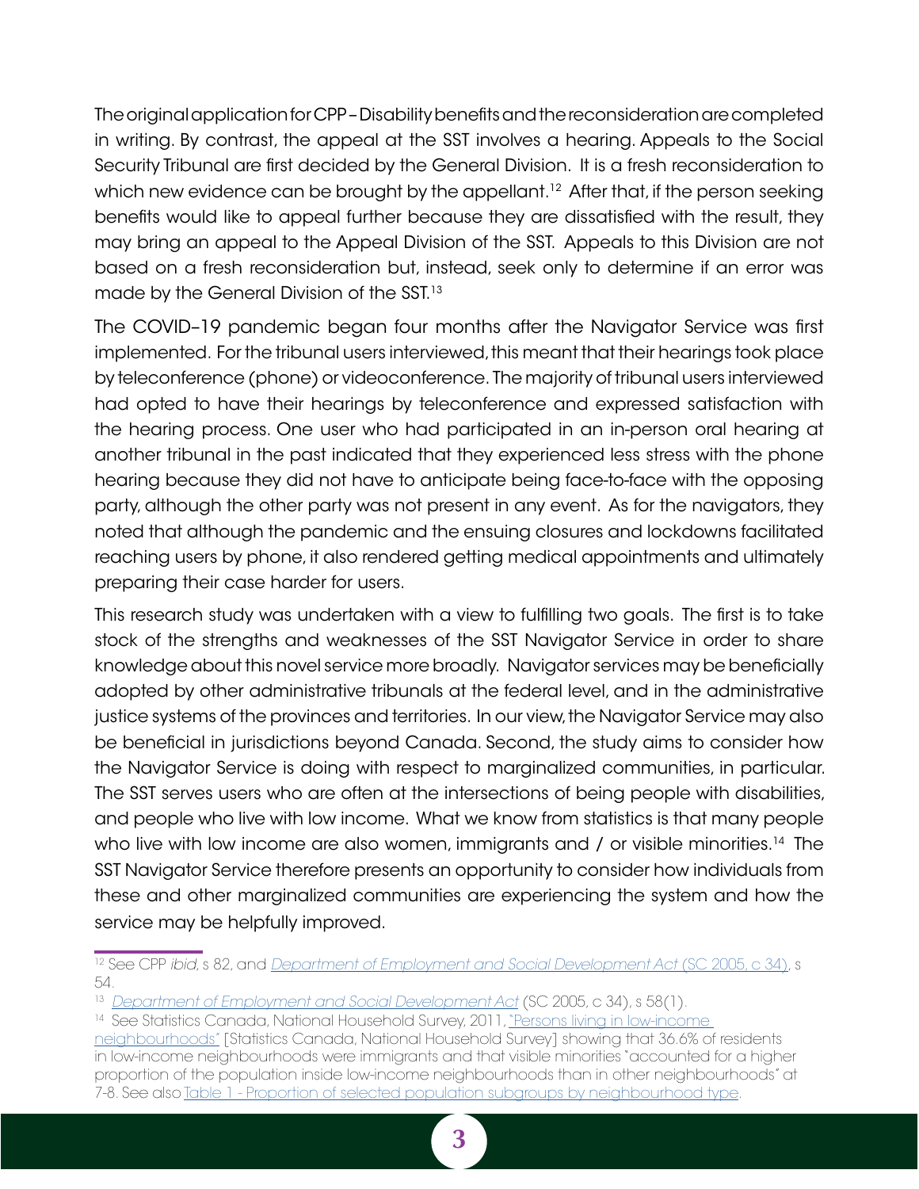The original application for CPP – Disability benefits and the reconsideration are completed in writing. By contrast, the appeal at the SST involves a hearing. Appeals to the Social Security Tribunal are first decided by the General Division. It is a fresh reconsideration to which new evidence can be brought by the appellant.[12] After that, if the person seeking benefits would like to appeal further because they are dissatisfied with the result, they may bring an appeal to the Appeal Division of the SST. Appeals to this Division are not based on a fresh reconsideration but, instead, seek only to determine if an error was made by the General Division of the SST.[13]

The COVID–19 pandemic began four months after the Navigator Service was first implemented. For the tribunal users interviewed, this meant that their hearings took place by teleconference (phone) or videoconference. The majority of tribunal users interviewed had opted to have their hearings by teleconference and expressed satisfaction with the hearing process. One user who had participated in an in-person oral hearing at another tribunal in the past indicated that they experienced less stress with the phone hearing because they did not have to anticipate being face-to-face with the opposing party, although the other party was not present in any event. As for the navigators, they noted that although the pandemic and the ensuing closures and lockdowns facilitated reaching users by phone, it also rendered getting medical appointments and ultimately preparing their case harder for users.

This research study was undertaken with a view to fulfilling two goals. The first is to take stock of the strengths and weaknesses of the SST Navigator Service in order to share knowledge about this novel service more broadly. Navigator services may be beneficially adopted by other administrative tribunals at the federal level, and in the administrative justice systems of the provinces and territories. In our view, the Navigator Service may also be beneficial in jurisdictions beyond Canada. Second, the study aims to consider how the Navigator Service is doing with respect to marginalized communities, in particular. The SST serves users who are often at the intersections of being people with disabilities, and people who live with low income. What we know from statistics is that many people who live with low income are also women, immigrants and / or visible minorities.[14] The SST Navigator Service therefore presents an opportunity to consider how individuals from these and other marginalized communities are experiencing the system and how the service may be helpfully improved.

---

[12] See CPP *ibid*, s 82, and *Department of Employment and Social Development Act* (SC 2005, c 34), s 54.

[13] *Department of Employment and Social Development Act* (SC 2005, c 34), s 58(1).

[14] See Statistics Canada, National Household Survey, 2011, "Persons living in low-income neighbourhoods" [Statistics Canada, National Household Survey] showing that 36.6% of residents in low-income neighbourhoods were immigrants and that visible minorities "accounted for a higher proportion of the population inside low-income neighbourhoods than in other neighbourhoods" at 7-8. See also Table 1 - Proportion of selected population subgroups by neighbourhood type.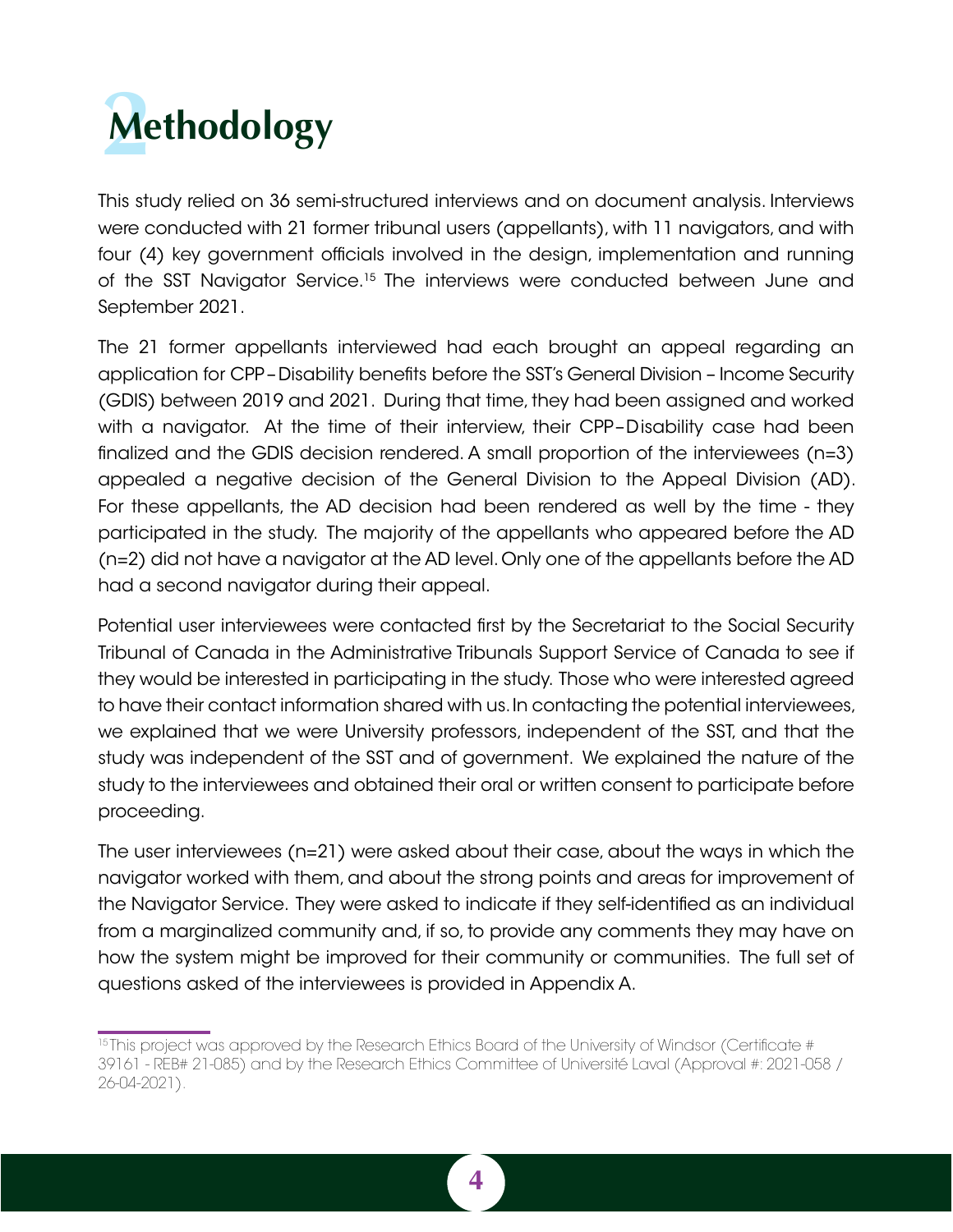# 2 Methodology

This study relied on 36 semi-structured interviews and on document analysis. Interviews were conducted with 21 former tribunal users (appellants), with 11 navigators, and with four (4) key government officials involved in the design, implementation and running of the SST Navigator Service.[15] The interviews were conducted between June and September 2021.

The 21 former appellants interviewed had each brought an appeal regarding an application for CPP – Disability benefits before the SST's General Division – Income Security (GDIS) between 2019 and 2021. During that time, they had been assigned and worked with a navigator. At the time of their interview, their CPP – Disability case had been finalized and the GDIS decision rendered. A small proportion of the interviewees (n=3) appealed a negative decision of the General Division to the Appeal Division (AD). For these appellants, the AD decision had been rendered as well by the time - they participated in the study. The majority of the appellants who appeared before the AD (n=2) did not have a navigator at the AD level. Only one of the appellants before the AD had a second navigator during their appeal.

Potential user interviewees were contacted first by the Secretariat to the Social Security Tribunal of Canada in the Administrative Tribunals Support Service of Canada to see if they would be interested in participating in the study. Those who were interested agreed to have their contact information shared with us. In contacting the potential interviewees, we explained that we were University professors, independent of the SST, and that the study was independent of the SST and of government. We explained the nature of the study to the interviewees and obtained their oral or written consent to participate before proceeding.

The user interviewees (n=21) were asked about their case, about the ways in which the navigator worked with them, and about the strong points and areas for improvement of the Navigator Service. They were asked to indicate if they self-identified as an individual from a marginalized community and, if so, to provide any comments they may have on how the system might be improved for their community or communities. The full set of questions asked of the interviewees is provided in Appendix A.

[15] This project was approved by the Research Ethics Board of the University of Windsor (Certificate # 39161 - REB# 21-085) and by the Research Ethics Committee of Université Laval (Approval #: 2021-058 / 26-04-2021).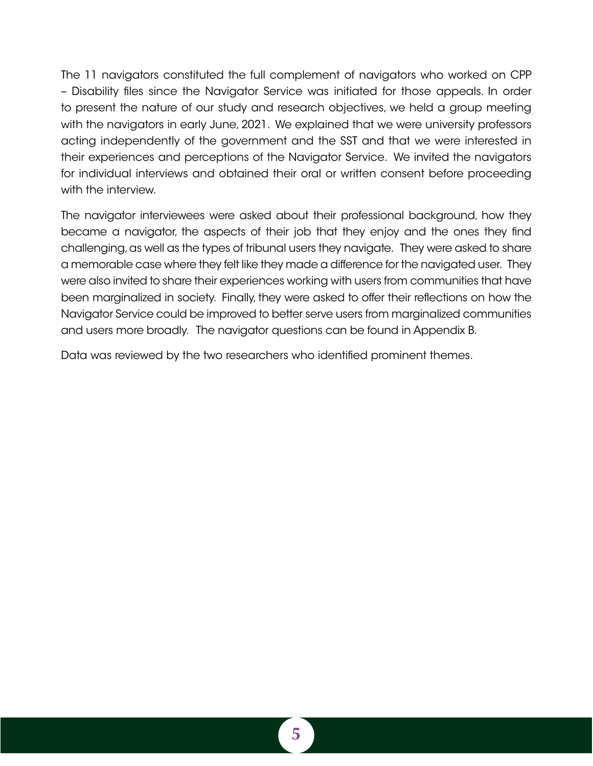The 11 navigators constituted the full complement of navigators who worked on CPP – Disability files since the Navigator Service was initiated for those appeals. In order to present the nature of our study and research objectives, we held a group meeting with the navigators in early June, 2021. We explained that we were university professors acting independently of the government and the SST and that we were interested in their experiences and perceptions of the Navigator Service. We invited the navigators for individual interviews and obtained their oral or written consent before proceeding with the interview.

The navigator interviewees were asked about their professional background, how they became a navigator, the aspects of their job that they enjoy and the ones they find challenging, as well as the types of tribunal users they navigate. They were asked to share a memorable case where they felt like they made a difference for the navigated user. They were also invited to share their experiences working with users from communities that have been marginalized in society. Finally, they were asked to offer their reflections on how the Navigator Service could be improved to better serve users from marginalized communities and users more broadly. The navigator questions can be found in Appendix B.

Data was reviewed by the two researchers who identified prominent themes.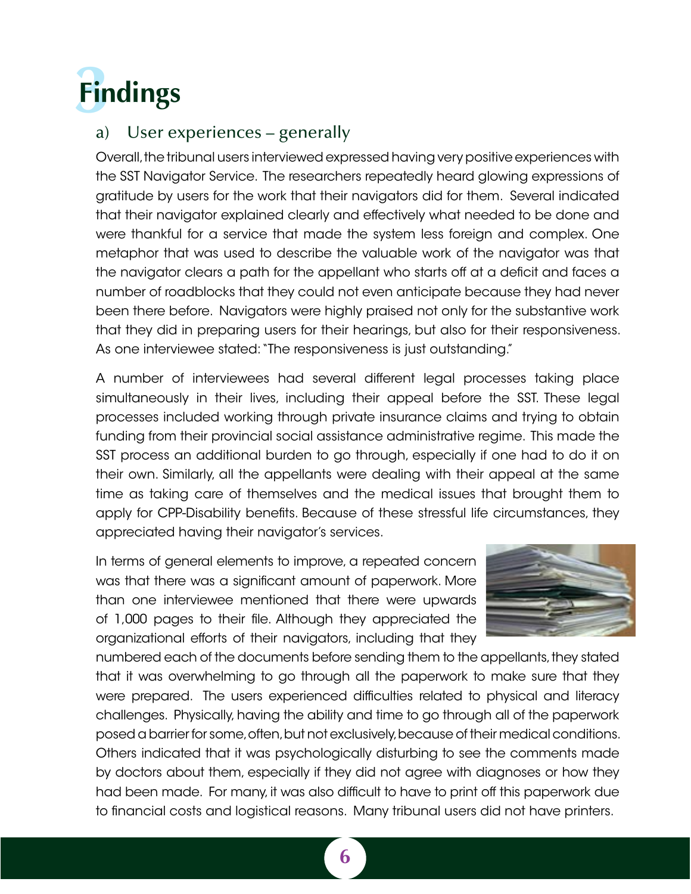# 3 Findings

## a) User experiences – generally

Overall, the tribunal users interviewed expressed having very positive experiences with the SST Navigator Service. The researchers repeatedly heard glowing expressions of gratitude by users for the work that their navigators did for them. Several indicated that their navigator explained clearly and effectively what needed to be done and were thankful for a service that made the system less foreign and complex. One metaphor that was used to describe the valuable work of the navigator was that the navigator clears a path for the appellant who starts off at a deficit and faces a number of roadblocks that they could not even anticipate because they had never been there before. Navigators were highly praised not only for the substantive work that they did in preparing users for their hearings, but also for their responsiveness. As one interviewee stated: "The responsiveness is just outstanding."

A number of interviewees had several different legal processes taking place simultaneously in their lives, including their appeal before the SST. These legal processes included working through private insurance claims and trying to obtain funding from their provincial social assistance administrative regime. This made the SST process an additional burden to go through, especially if one had to do it on their own. Similarly, all the appellants were dealing with their appeal at the same time as taking care of themselves and the medical issues that brought them to apply for CPP-Disability benefits. Because of these stressful life circumstances, they appreciated having their navigator's services.

In terms of general elements to improve, a repeated concern was that there was a significant amount of paperwork. More than one interviewee mentioned that there were upwards of 1,000 pages to their file. Although they appreciated the organizational efforts of their navigators, including that they numbered each of the documents before sending them to the appellants, they stated that it was overwhelming to go through all the paperwork to make sure that they were prepared. The users experienced difficulties related to physical and literacy challenges. Physically, having the ability and time to go through all of the paperwork posed a barrier for some, often, but not exclusively, because of their medical conditions. Others indicated that it was psychologically disturbing to see the comments made by doctors about them, especially if they did not agree with diagnoses or how they had been made. For many, it was also difficult to have to print off this paperwork due to financial costs and logistical reasons. Many tribunal users did not have printers.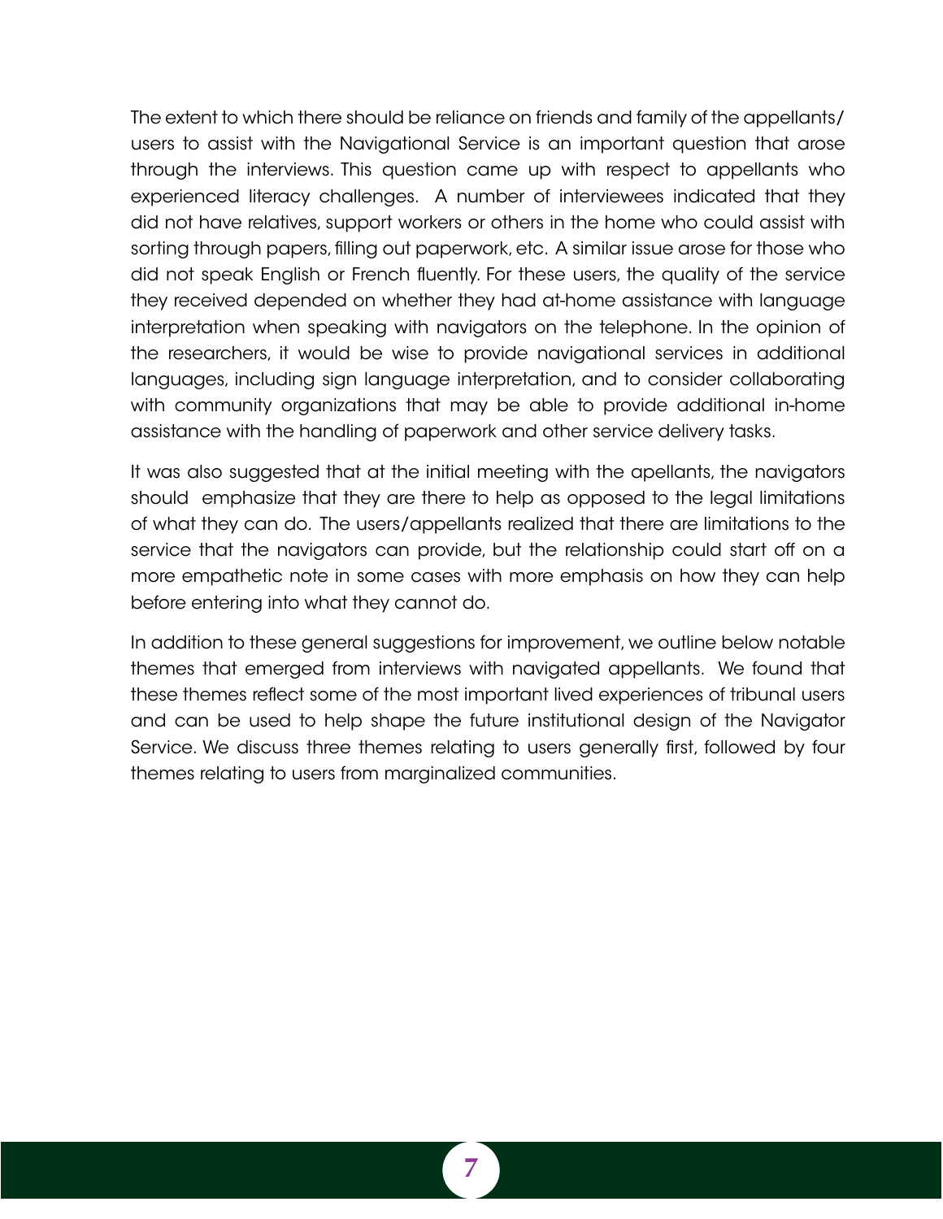The extent to which there should be reliance on friends and family of the appellants/ users to assist with the Navigational Service is an important question that arose through the interviews. This question came up with respect to appellants who experienced literacy challenges. A number of interviewees indicated that they did not have relatives, support workers or others in the home who could assist with sorting through papers, filling out paperwork, etc. A similar issue arose for those who did not speak English or French fluently. For these users, the quality of the service they received depended on whether they had at-home assistance with language interpretation when speaking with navigators on the telephone. In the opinion of the researchers, it would be wise to provide navigational services in additional languages, including sign language interpretation, and to consider collaborating with community organizations that may be able to provide additional in-home assistance with the handling of paperwork and other service delivery tasks.

It was also suggested that at the initial meeting with the apellants, the navigators should emphasize that they are there to help as opposed to the legal limitations of what they can do. The users/appellants realized that there are limitations to the service that the navigators can provide, but the relationship could start off on a more empathetic note in some cases with more emphasis on how they can help before entering into what they cannot do.

In addition to these general suggestions for improvement, we outline below notable themes that emerged from interviews with navigated appellants. We found that these themes reflect some of the most important lived experiences of tribunal users and can be used to help shape the future institutional design of the Navigator Service. We discuss three themes relating to users generally first, followed by four themes relating to users from marginalized communities.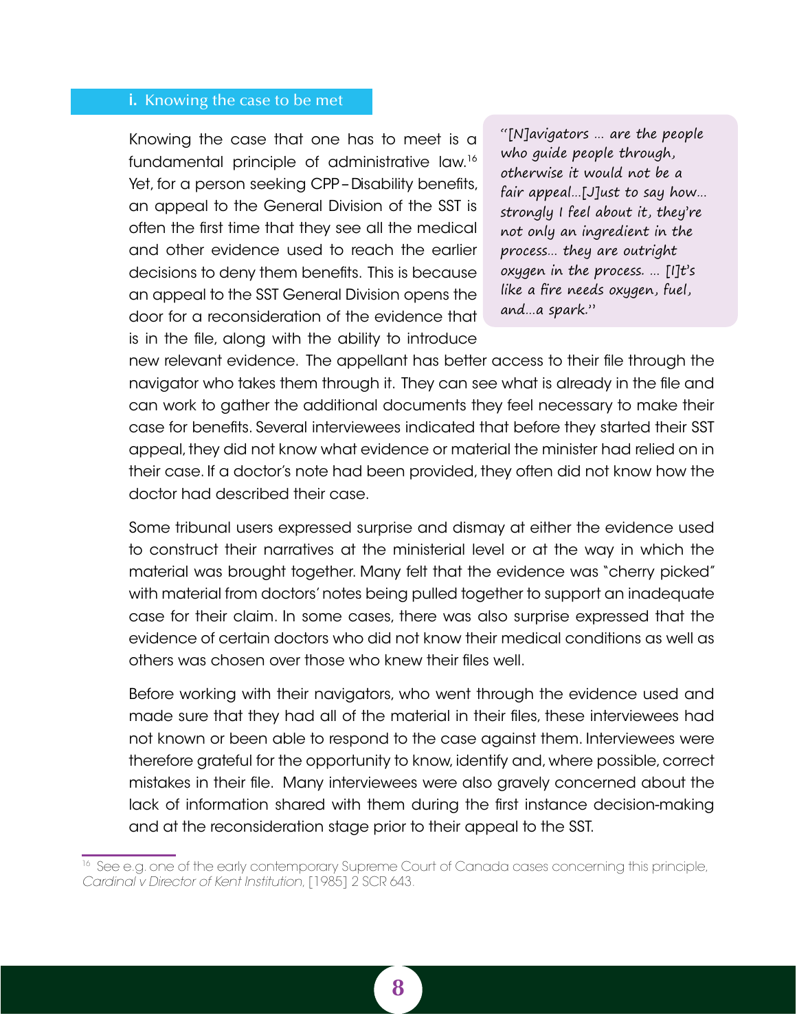### i. Knowing the case to be met

Knowing the case that one has to meet is a fundamental principle of administrative law.[16] Yet, for a person seeking CPP – Disability benefits, an appeal to the General Division of the SST is often the first time that they see all the medical and other evidence used to reach the earlier decisions to deny them benefits. This is because an appeal to the SST General Division opens the door for a reconsideration of the evidence that is in the file, along with the ability to introduce new relevant evidence. The appellant has better access to their file through the navigator who takes them through it. They can see what is already in the file and can work to gather the additional documents they feel necessary to make their case for benefits. Several interviewees indicated that before they started their SST appeal, they did not know what evidence or material the minister had relied on in their case. If a doctor's note had been provided, they often did not know how the doctor had described their case.

> *"[N]avigators … are the people who guide people through, otherwise it would not be a fair appeal…[J]ust to say how… strongly I feel about it, they're not only an ingredient in the process… they are outright oxygen in the process. … [I]t's like a fire needs oxygen, fuel, and…a spark."*

Some tribunal users expressed surprise and dismay at either the evidence used to construct their narratives at the ministerial level or at the way in which the material was brought together. Many felt that the evidence was "cherry picked" with material from doctors' notes being pulled together to support an inadequate case for their claim. In some cases, there was also surprise expressed that the evidence of certain doctors who did not know their medical conditions as well as others was chosen over those who knew their files well.

Before working with their navigators, who went through the evidence used and made sure that they had all of the material in their files, these interviewees had not known or been able to respond to the case against them. Interviewees were therefore grateful for the opportunity to know, identify and, where possible, correct mistakes in their file. Many interviewees were also gravely concerned about the lack of information shared with them during the first instance decision-making and at the reconsideration stage prior to their appeal to the SST.

[16] See e.g. one of the early contemporary Supreme Court of Canada cases concerning this principle, *Cardinal v Director of Kent Institution*, [1985] 2 SCR 643.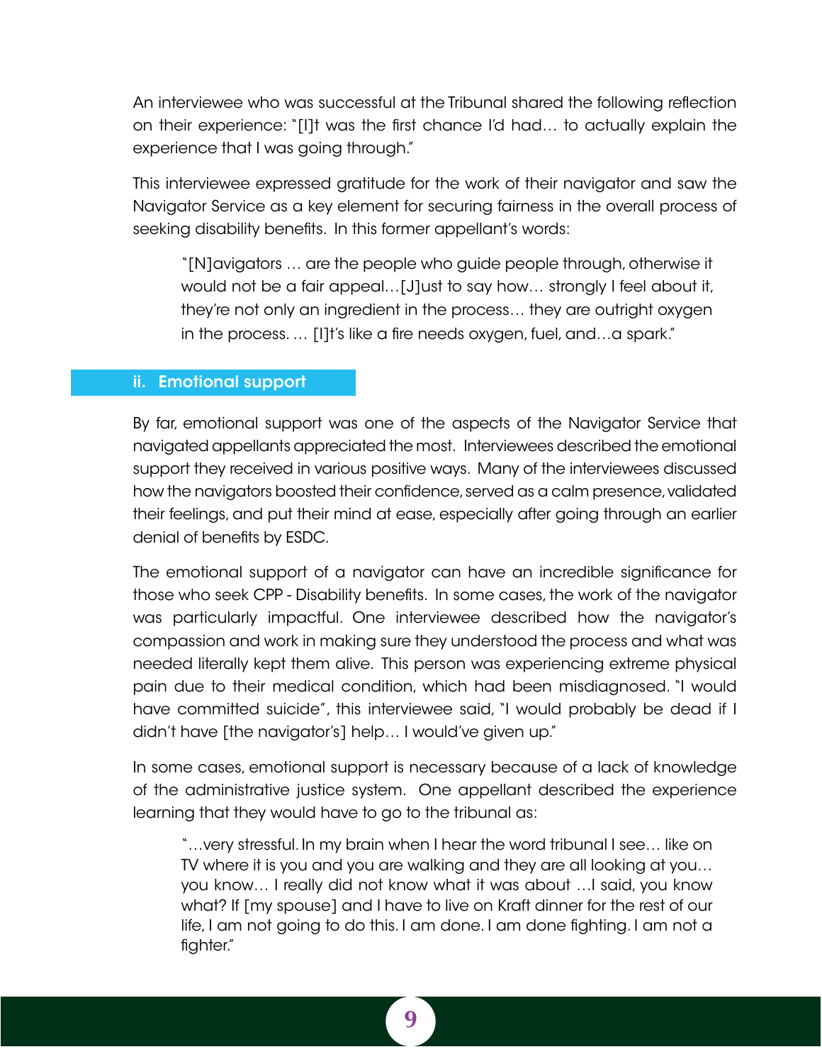An interviewee who was successful at the Tribunal shared the following reflection on their experience: "[I]t was the first chance I'd had… to actually explain the experience that I was going through."

This interviewee expressed gratitude for the work of their navigator and saw the Navigator Service as a key element for securing fairness in the overall process of seeking disability benefits. In this former appellant's words:

> "[N]avigators … are the people who guide people through, otherwise it would not be a fair appeal…[J]ust to say how… strongly I feel about it, they're not only an ingredient in the process… they are outright oxygen in the process. … [I]t's like a fire needs oxygen, fuel, and…a spark."

### ii. Emotional support

By far, emotional support was one of the aspects of the Navigator Service that navigated appellants appreciated the most. Interviewees described the emotional support they received in various positive ways. Many of the interviewees discussed how the navigators boosted their confidence, served as a calm presence, validated their feelings, and put their mind at ease, especially after going through an earlier denial of benefits by ESDC.

The emotional support of a navigator can have an incredible significance for those who seek CPP - Disability benefits. In some cases, the work of the navigator was particularly impactful. One interviewee described how the navigator's compassion and work in making sure they understood the process and what was needed literally kept them alive. This person was experiencing extreme physical pain due to their medical condition, which had been misdiagnosed. "I would have committed suicide", this interviewee said, "I would probably be dead if I didn't have [the navigator's] help… I would've given up."

In some cases, emotional support is necessary because of a lack of knowledge of the administrative justice system. One appellant described the experience learning that they would have to go to the tribunal as:

> "…very stressful. In my brain when I hear the word tribunal I see… like on TV where it is you and you are walking and they are all looking at you… you know… I really did not know what it was about …I said, you know what? If [my spouse] and I have to live on Kraft dinner for the rest of our life, I am not going to do this. I am done. I am done fighting. I am not a fighter."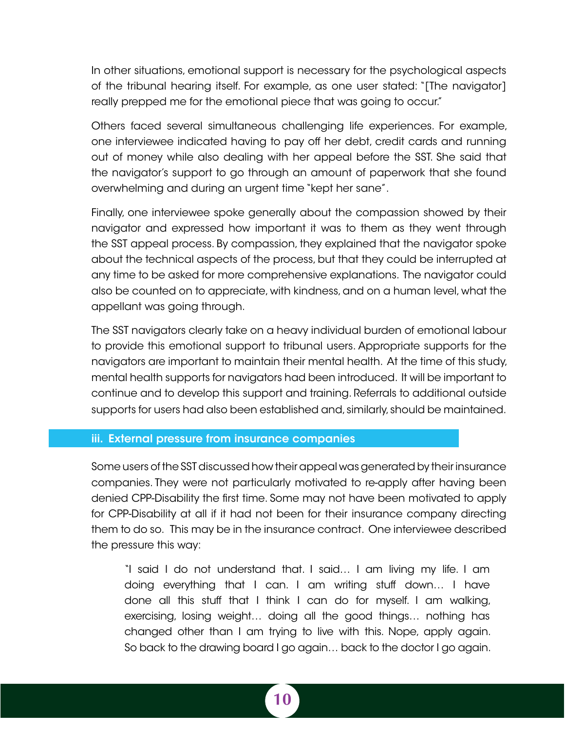In other situations, emotional support is necessary for the psychological aspects of the tribunal hearing itself. For example, as one user stated: "[The navigator] really prepped me for the emotional piece that was going to occur."

Others faced several simultaneous challenging life experiences. For example, one interviewee indicated having to pay off her debt, credit cards and running out of money while also dealing with her appeal before the SST. She said that the navigator's support to go through an amount of paperwork that she found overwhelming and during an urgent time "kept her sane".

Finally, one interviewee spoke generally about the compassion showed by their navigator and expressed how important it was to them as they went through the SST appeal process. By compassion, they explained that the navigator spoke about the technical aspects of the process, but that they could be interrupted at any time to be asked for more comprehensive explanations. The navigator could also be counted on to appreciate, with kindness, and on a human level, what the appellant was going through.

The SST navigators clearly take on a heavy individual burden of emotional labour to provide this emotional support to tribunal users. Appropriate supports for the navigators are important to maintain their mental health. At the time of this study, mental health supports for navigators had been introduced. It will be important to continue and to develop this support and training. Referrals to additional outside supports for users had also been established and, similarly, should be maintained.

### iii. External pressure from insurance companies

Some users of the SST discussed how their appeal was generated by their insurance companies. They were not particularly motivated to re-apply after having been denied CPP-Disability the first time. Some may not have been motivated to apply for CPP-Disability at all if it had not been for their insurance company directing them to do so. This may be in the insurance contract. One interviewee described the pressure this way:

> "I said I do not understand that. I said… I am living my life. I am doing everything that I can. I am writing stuff down… I have done all this stuff that I think I can do for myself. I am walking, exercising, losing weight… doing all the good things… nothing has changed other than I am trying to live with this. Nope, apply again. So back to the drawing board I go again… back to the doctor I go again.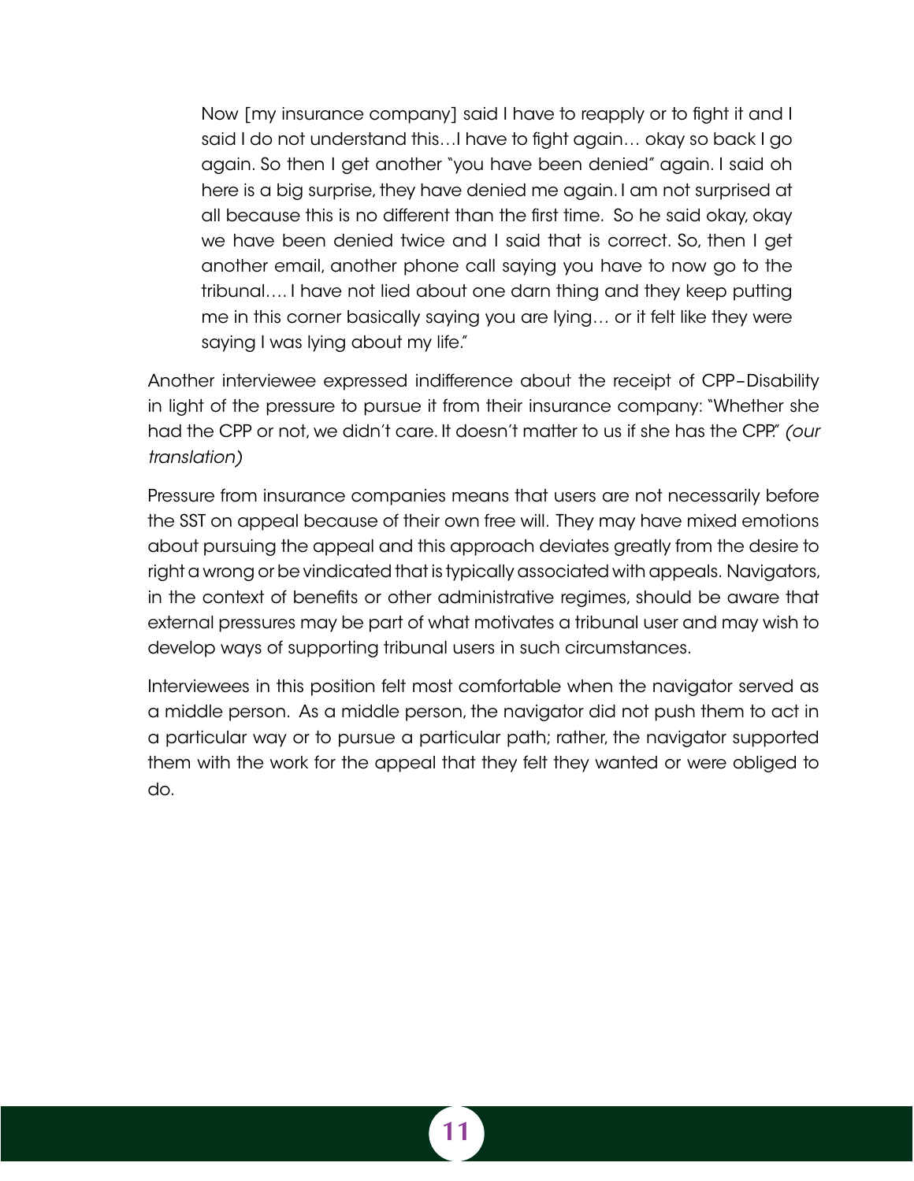> Now [my insurance company] said I have to reapply or to fight it and I said I do not understand this…I have to fight again… okay so back I go again. So then I get another "you have been denied" again. I said oh here is a big surprise, they have denied me again. I am not surprised at all because this is no different than the first time. So he said okay, okay we have been denied twice and I said that is correct. So, then I get another email, another phone call saying you have to now go to the tribunal…. I have not lied about one darn thing and they keep putting me in this corner basically saying you are lying… or it felt like they were saying I was lying about my life."

Another interviewee expressed indifference about the receipt of CPP–Disability in light of the pressure to pursue it from their insurance company: "Whether she had the CPP or not, we didn't care. It doesn't matter to us if she has the CPP." *(our translation)*

Pressure from insurance companies means that users are not necessarily before the SST on appeal because of their own free will. They may have mixed emotions about pursuing the appeal and this approach deviates greatly from the desire to right a wrong or be vindicated that is typically associated with appeals. Navigators, in the context of benefits or other administrative regimes, should be aware that external pressures may be part of what motivates a tribunal user and may wish to develop ways of supporting tribunal users in such circumstances.

Interviewees in this position felt most comfortable when the navigator served as a middle person. As a middle person, the navigator did not push them to act in a particular way or to pursue a particular path; rather, the navigator supported them with the work for the appeal that they felt they wanted or were obliged to do.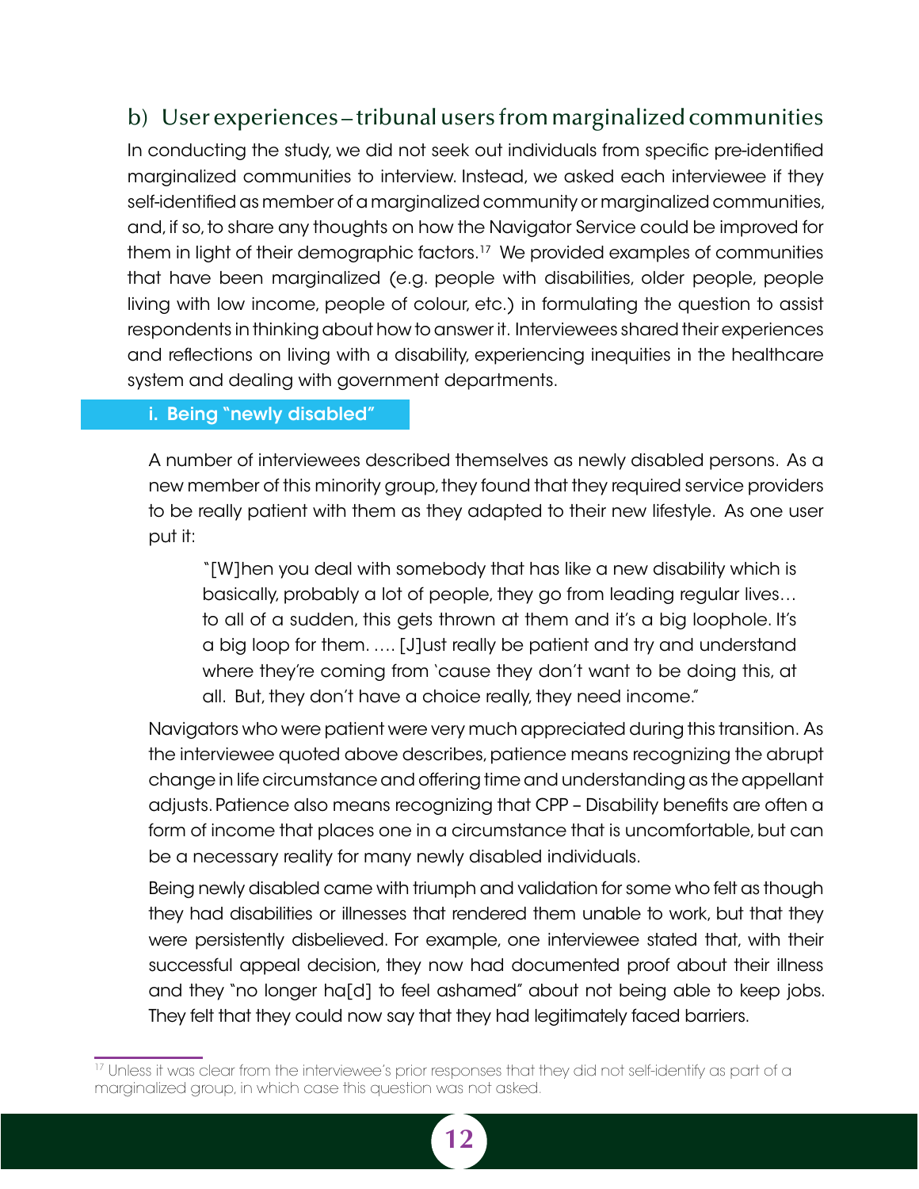## b) User experiences – tribunal users from marginalized communities

In conducting the study, we did not seek out individuals from specific pre-identified marginalized communities to interview. Instead, we asked each interviewee if they self-identified as member of a marginalized community or marginalized communities, and, if so, to share any thoughts on how the Navigator Service could be improved for them in light of their demographic factors.[17] We provided examples of communities that have been marginalized (e.g. people with disabilities, older people, people living with low income, people of colour, etc.) in formulating the question to assist respondents in thinking about how to answer it. Interviewees shared their experiences and reflections on living with a disability, experiencing inequities in the healthcare system and dealing with government departments.

### i. Being "newly disabled"

A number of interviewees described themselves as newly disabled persons. As a new member of this minority group, they found that they required service providers to be really patient with them as they adapted to their new lifestyle. As one user put it:

> "[W]hen you deal with somebody that has like a new disability which is basically, probably a lot of people, they go from leading regular lives… to all of a sudden, this gets thrown at them and it's a big loophole. It's a big loop for them. …. [J]ust really be patient and try and understand where they're coming from 'cause they don't want to be doing this, at all. But, they don't have a choice really, they need income."

Navigators who were patient were very much appreciated during this transition. As the interviewee quoted above describes, patience means recognizing the abrupt change in life circumstance and offering time and understanding as the appellant adjusts. Patience also means recognizing that CPP – Disability benefits are often a form of income that places one in a circumstance that is uncomfortable, but can be a necessary reality for many newly disabled individuals.

Being newly disabled came with triumph and validation for some who felt as though they had disabilities or illnesses that rendered them unable to work, but that they were persistently disbelieved. For example, one interviewee stated that, with their successful appeal decision, they now had documented proof about their illness and they "no longer ha[d] to feel ashamed" about not being able to keep jobs. They felt that they could now say that they had legitimately faced barriers.

---

[17] Unless it was clear from the interviewee's prior responses that they did not self-identify as part of a marginalized group, in which case this question was not asked.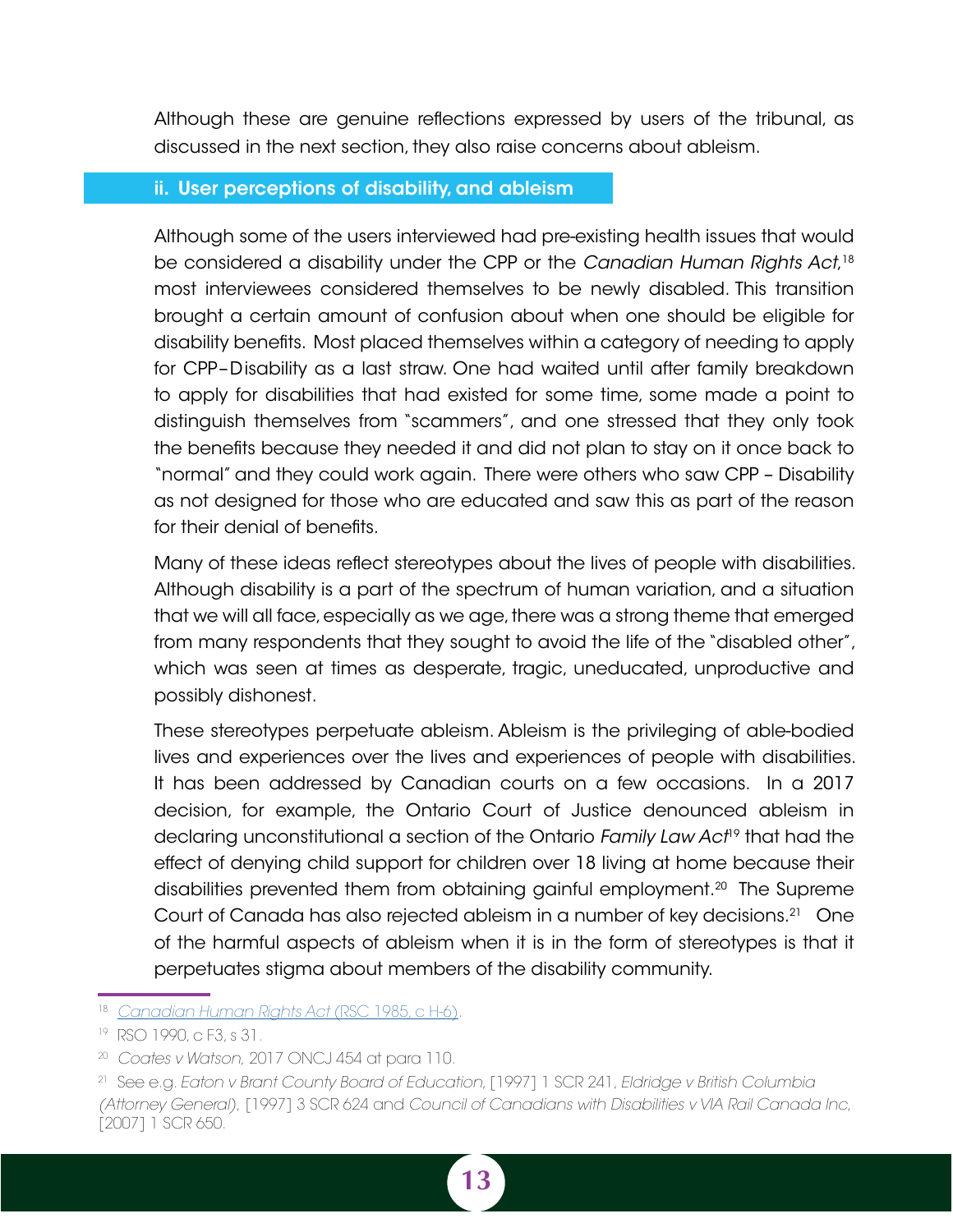Although these are genuine reflections expressed by users of the tribunal, as discussed in the next section, they also raise concerns about ableism.

### ii. User perceptions of disability, and ableism

Although some of the users interviewed had pre-existing health issues that would be considered a disability under the CPP or the *Canadian Human Rights Act*,[18] most interviewees considered themselves to be newly disabled. This transition brought a certain amount of confusion about when one should be eligible for disability benefits. Most placed themselves within a category of needing to apply for CPP–Disability as a last straw. One had waited until after family breakdown to apply for disabilities that had existed for some time, some made a point to distinguish themselves from "scammers", and one stressed that they only took the benefits because they needed it and did not plan to stay on it once back to "normal" and they could work again. There were others who saw CPP – Disability as not designed for those who are educated and saw this as part of the reason for their denial of benefits.

Many of these ideas reflect stereotypes about the lives of people with disabilities. Although disability is a part of the spectrum of human variation, and a situation that we will all face, especially as we age, there was a strong theme that emerged from many respondents that they sought to avoid the life of the "disabled other", which was seen at times as desperate, tragic, uneducated, unproductive and possibly dishonest.

These stereotypes perpetuate ableism. Ableism is the privileging of able-bodied lives and experiences over the lives and experiences of people with disabilities. It has been addressed by Canadian courts on a few occasions. In a 2017 decision, for example, the Ontario Court of Justice denounced ableism in declaring unconstitutional a section of the Ontario *Family Law Act*[19] that had the effect of denying child support for children over 18 living at home because their disabilities prevented them from obtaining gainful employment.[20] The Supreme Court of Canada has also rejected ableism in a number of key decisions.[21] One of the harmful aspects of ableism when it is in the form of stereotypes is that it perpetuates stigma about members of the disability community.

---

[18] *Canadian Human Rights Act* (RSC 1985, c H-6).

[19] RSO 1990, c F3, s 31.

[20] *Coates v Watson*, 2017 ONCJ 454 at para 110.

[21] See e.g. *Eaton v Brant County Board of Education*, [1997] 1 SCR 241, *Eldridge v British Columbia (Attorney General)*, [1997] 3 SCR 624 and *Council of Canadians with Disabilities v VIA Rail Canada Inc*, [2007] 1 SCR 650.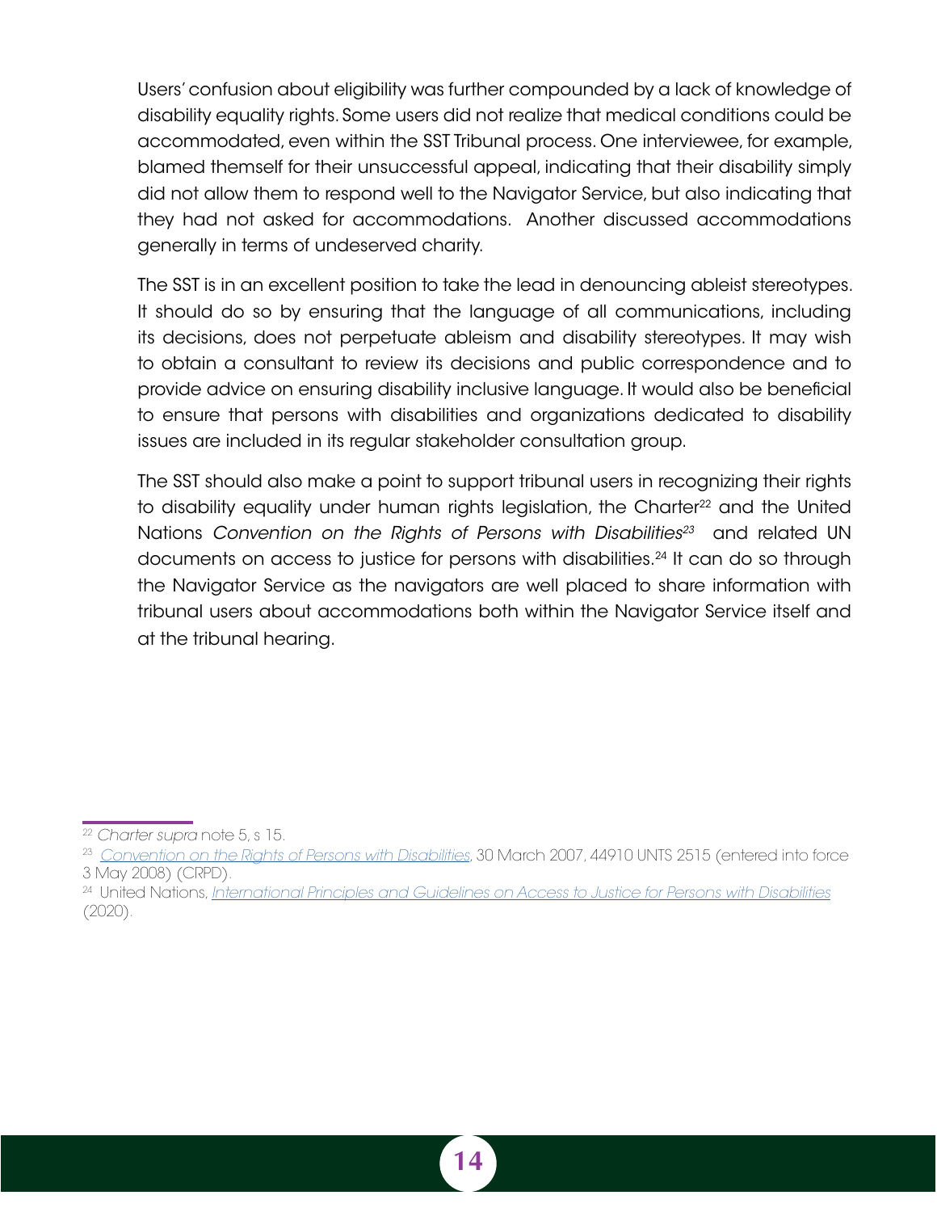Users' confusion about eligibility was further compounded by a lack of knowledge of disability equality rights. Some users did not realize that medical conditions could be accommodated, even within the SST Tribunal process. One interviewee, for example, blamed themself for their unsuccessful appeal, indicating that their disability simply did not allow them to respond well to the Navigator Service, but also indicating that they had not asked for accommodations. Another discussed accommodations generally in terms of undeserved charity.

The SST is in an excellent position to take the lead in denouncing ableist stereotypes. It should do so by ensuring that the language of all communications, including its decisions, does not perpetuate ableism and disability stereotypes. It may wish to obtain a consultant to review its decisions and public correspondence and to provide advice on ensuring disability inclusive language. It would also be beneficial to ensure that persons with disabilities and organizations dedicated to disability issues are included in its regular stakeholder consultation group.

The SST should also make a point to support tribunal users in recognizing their rights to disability equality under human rights legislation, the Charter[22] and the United Nations *Convention on the Rights of Persons with Disabilities*[23] and related UN documents on access to justice for persons with disabilities.[24] It can do so through the Navigator Service as the navigators are well placed to share information with tribunal users about accommodations both within the Navigator Service itself and at the tribunal hearing.

---

[22] *Charter supra* note 5, s 15.

[23] *Convention on the Rights of Persons with Disabilities*, 30 March 2007, 44910 UNTS 2515 (entered into force 3 May 2008) (CRPD).

[24] United Nations, *International Principles and Guidelines on Access to Justice for Persons with Disabilities* (2020).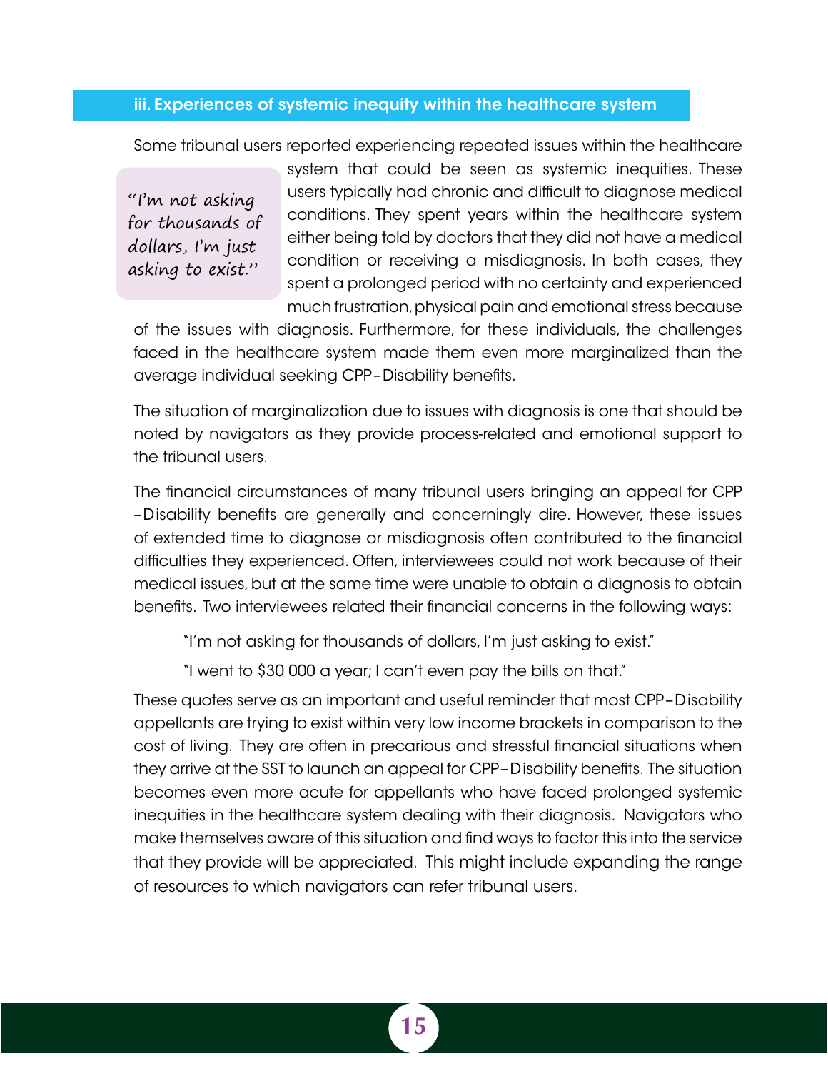### iii. Experiences of systemic inequity within the healthcare system

Some tribunal users reported experiencing repeated issues within the healthcare system that could be seen as systemic inequities. These users typically had chronic and difficult to diagnose medical conditions. They spent years within the healthcare system either being told by doctors that they did not have a medical condition or receiving a misdiagnosis. In both cases, they spent a prolonged period with no certainty and experienced much frustration, physical pain and emotional stress because of the issues with diagnosis. Furthermore, for these individuals, the challenges faced in the healthcare system made them even more marginalized than the average individual seeking CPP–Disability benefits.

> *"I'm not asking for thousands of dollars, I'm just asking to exist."*

The situation of marginalization due to issues with diagnosis is one that should be noted by navigators as they provide process-related and emotional support to the tribunal users.

The financial circumstances of many tribunal users bringing an appeal for CPP –Disability benefits are generally and concerningly dire. However, these issues of extended time to diagnose or misdiagnosis often contributed to the financial difficulties they experienced. Often, interviewees could not work because of their medical issues, but at the same time were unable to obtain a diagnosis to obtain benefits. Two interviewees related their financial concerns in the following ways:

> "I'm not asking for thousands of dollars, I'm just asking to exist."
>
> "I went to $30 000 a year; I can't even pay the bills on that."

These quotes serve as an important and useful reminder that most CPP–Disability appellants are trying to exist within very low income brackets in comparison to the cost of living. They are often in precarious and stressful financial situations when they arrive at the SST to launch an appeal for CPP–Disability benefits. The situation becomes even more acute for appellants who have faced prolonged systemic inequities in the healthcare system dealing with their diagnosis. Navigators who make themselves aware of this situation and find ways to factor this into the service that they provide will be appreciated. This might include expanding the range of resources to which navigators can refer tribunal users.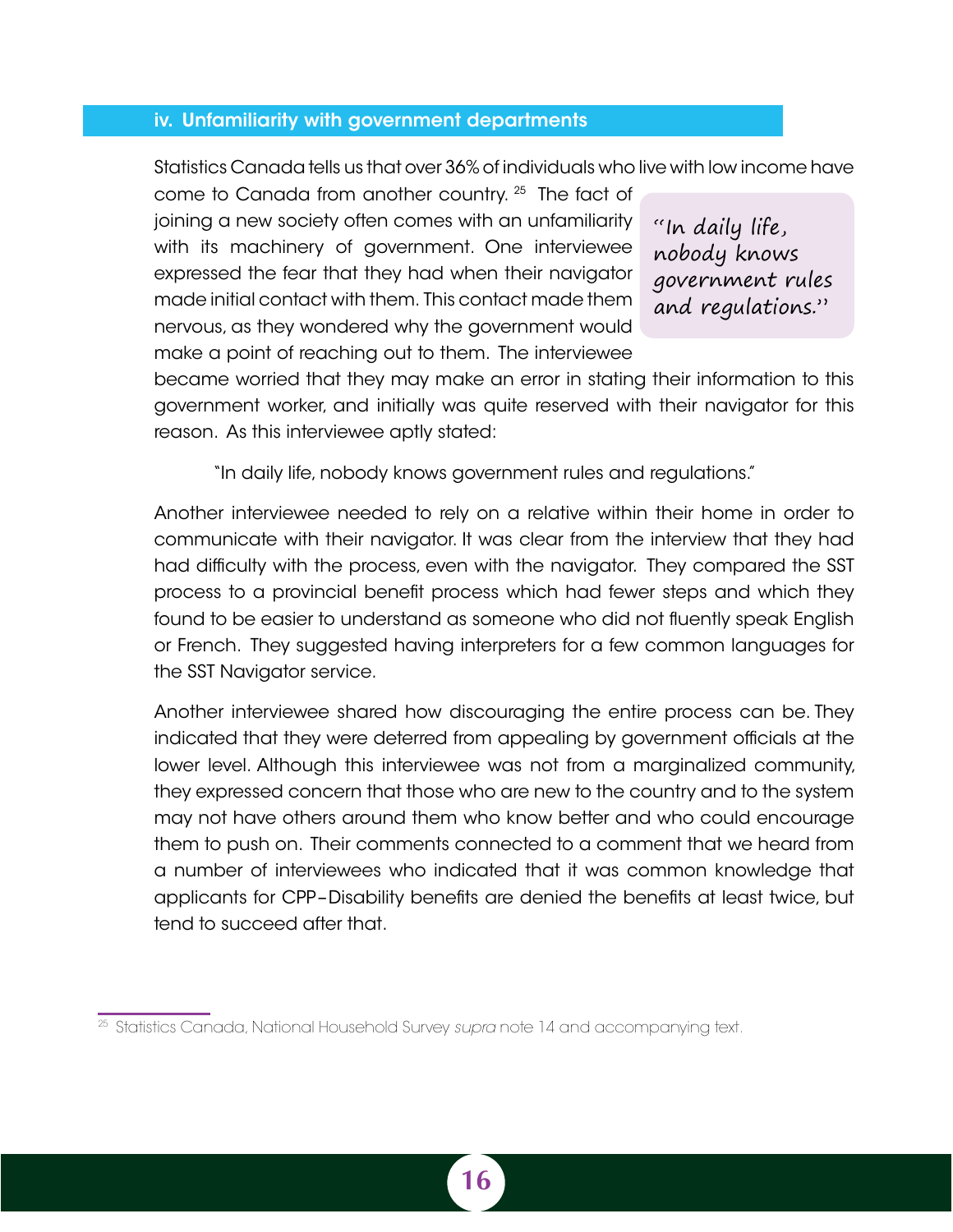### iv. Unfamiliarity with government departments

Statistics Canada tells us that over 36% of individuals who live with low income have come to Canada from another country. [25] The fact of joining a new society often comes with an unfamiliarity with its machinery of government. One interviewee expressed the fear that they had when their navigator made initial contact with them. This contact made them nervous, as they wondered why the government would make a point of reaching out to them. The interviewee became worried that they may make an error in stating their information to this government worker, and initially was quite reserved with their navigator for this reason. As this interviewee aptly stated:

> "In daily life, nobody knows government rules and regulations."

> "In daily life, nobody knows government rules and regulations."

Another interviewee needed to rely on a relative within their home in order to communicate with their navigator. It was clear from the interview that they had had difficulty with the process, even with the navigator. They compared the SST process to a provincial benefit process which had fewer steps and which they found to be easier to understand as someone who did not fluently speak English or French. They suggested having interpreters for a few common languages for the SST Navigator service.

Another interviewee shared how discouraging the entire process can be. They indicated that they were deterred from appealing by government officials at the lower level. Although this interviewee was not from a marginalized community, they expressed concern that those who are new to the country and to the system may not have others around them who know better and who could encourage them to push on. Their comments connected to a comment that we heard from a number of interviewees who indicated that it was common knowledge that applicants for CPP–Disability benefits are denied the benefits at least twice, but tend to succeed after that.

---

[25] Statistics Canada, National Household Survey *supra* note 14 and accompanying text.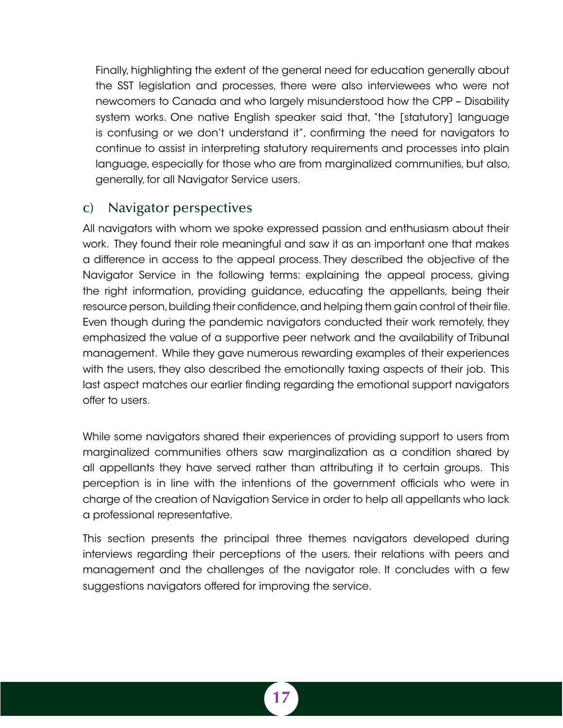Finally, highlighting the extent of the general need for education generally about the SST legislation and processes, there were also interviewees who were not newcomers to Canada and who largely misunderstood how the CPP – Disability system works. One native English speaker said that, "the [statutory] language is confusing or we don't understand it", confirming the need for navigators to continue to assist in interpreting statutory requirements and processes into plain language, especially for those who are from marginalized communities, but also, generally, for all Navigator Service users.

### c) Navigator perspectives

All navigators with whom we spoke expressed passion and enthusiasm about their work. They found their role meaningful and saw it as an important one that makes a difference in access to the appeal process. They described the objective of the Navigator Service in the following terms: explaining the appeal process, giving the right information, providing guidance, educating the appellants, being their resource person, building their confidence, and helping them gain control of their file. Even though during the pandemic navigators conducted their work remotely, they emphasized the value of a supportive peer network and the availability of Tribunal management. While they gave numerous rewarding examples of their experiences with the users, they also described the emotionally taxing aspects of their job. This last aspect matches our earlier finding regarding the emotional support navigators offer to users.

While some navigators shared their experiences of providing support to users from marginalized communities others saw marginalization as a condition shared by all appellants they have served rather than attributing it to certain groups. This perception is in line with the intentions of the government officials who were in charge of the creation of Navigation Service in order to help all appellants who lack a professional representative.

This section presents the principal three themes navigators developed during interviews regarding their perceptions of the users, their relations with peers and management and the challenges of the navigator role. It concludes with a few suggestions navigators offered for improving the service.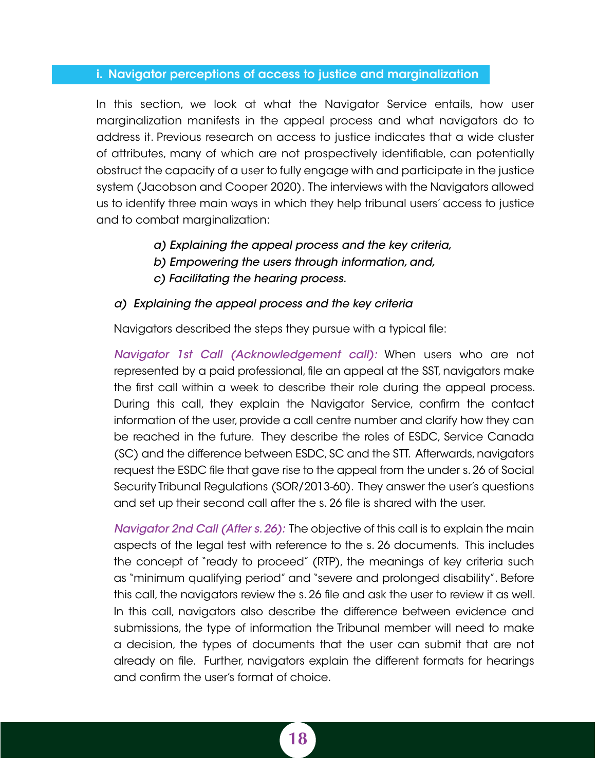### i. Navigator perceptions of access to justice and marginalization

In this section, we look at what the Navigator Service entails, how user marginalization manifests in the appeal process and what navigators do to address it. Previous research on access to justice indicates that a wide cluster of attributes, many of which are not prospectively identifiable, can potentially obstruct the capacity of a user to fully engage with and participate in the justice system (Jacobson and Cooper 2020). The interviews with the Navigators allowed us to identify three main ways in which they help tribunal users' access to justice and to combat marginalization:

*a) Explaining the appeal process and the key criteria,*
*b) Empowering the users through information, and,*
*c) Facilitating the hearing process.*

#### *a) Explaining the appeal process and the key criteria*

Navigators described the steps they pursue with a typical file:

*Navigator 1st Call (Acknowledgement call):* When users who are not represented by a paid professional, file an appeal at the SST, navigators make the first call within a week to describe their role during the appeal process. During this call, they explain the Navigator Service, confirm the contact information of the user, provide a call centre number and clarify how they can be reached in the future. They describe the roles of ESDC, Service Canada (SC) and the difference between ESDC, SC and the STT. Afterwards, navigators request the ESDC file that gave rise to the appeal from the under s. 26 of Social Security Tribunal Regulations (SOR/2013-60). They answer the user's questions and set up their second call after the s. 26 file is shared with the user.

*Navigator 2nd Call (After s. 26):* The objective of this call is to explain the main aspects of the legal test with reference to the s. 26 documents. This includes the concept of "ready to proceed" (RTP), the meanings of key criteria such as "minimum qualifying period" and "severe and prolonged disability". Before this call, the navigators review the s. 26 file and ask the user to review it as well. In this call, navigators also describe the difference between evidence and submissions, the type of information the Tribunal member will need to make a decision, the types of documents that the user can submit that are not already on file. Further, navigators explain the different formats for hearings and confirm the user's format of choice.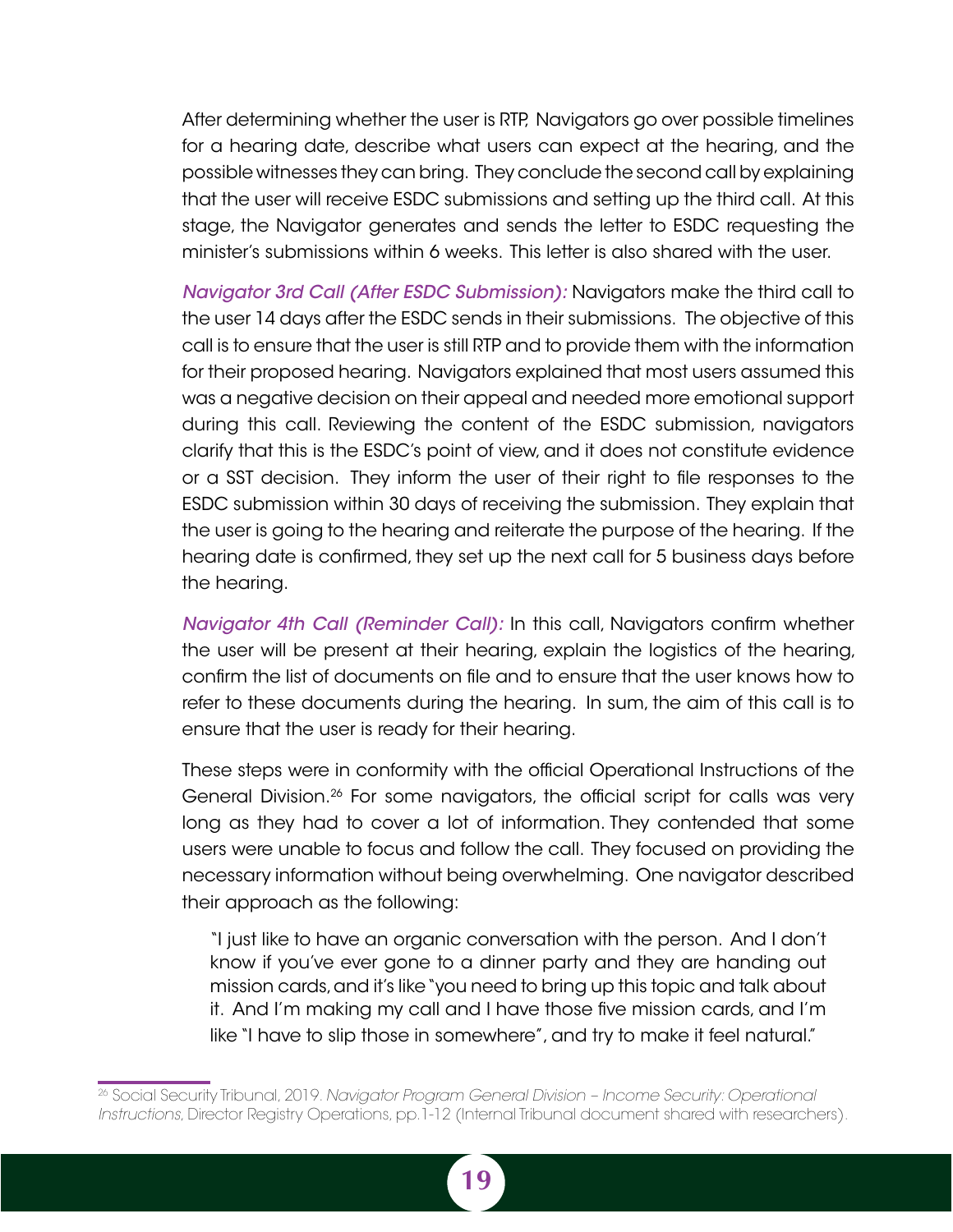After determining whether the user is RTP, Navigators go over possible timelines for a hearing date, describe what users can expect at the hearing, and the possible witnesses they can bring. They conclude the second call by explaining that the user will receive ESDC submissions and setting up the third call. At this stage, the Navigator generates and sends the letter to ESDC requesting the minister's submissions within 6 weeks. This letter is also shared with the user.

*Navigator 3rd Call (After ESDC Submission):* Navigators make the third call to the user 14 days after the ESDC sends in their submissions. The objective of this call is to ensure that the user is still RTP and to provide them with the information for their proposed hearing. Navigators explained that most users assumed this was a negative decision on their appeal and needed more emotional support during this call. Reviewing the content of the ESDC submission, navigators clarify that this is the ESDC's point of view, and it does not constitute evidence or a SST decision. They inform the user of their right to file responses to the ESDC submission within 30 days of receiving the submission. They explain that the user is going to the hearing and reiterate the purpose of the hearing. If the hearing date is confirmed, they set up the next call for 5 business days before the hearing.

*Navigator 4th Call (Reminder Call):* In this call, Navigators confirm whether the user will be present at their hearing, explain the logistics of the hearing, confirm the list of documents on file and to ensure that the user knows how to refer to these documents during the hearing. In sum, the aim of this call is to ensure that the user is ready for their hearing.

These steps were in conformity with the official Operational Instructions of the General Division.[26] For some navigators, the official script for calls was very long as they had to cover a lot of information. They contended that some users were unable to focus and follow the call. They focused on providing the necessary information without being overwhelming. One navigator described their approach as the following:

> "I just like to have an organic conversation with the person. And I don't know if you've ever gone to a dinner party and they are handing out mission cards, and it's like "you need to bring up this topic and talk about it. And I'm making my call and I have those five mission cards, and I'm like "I have to slip those in somewhere", and try to make it feel natural."

[26] Social Security Tribunal, 2019. *Navigator Program General Division – Income Security: Operational Instructions*, Director Registry Operations, pp.1-12 (Internal Tribunal document shared with researchers).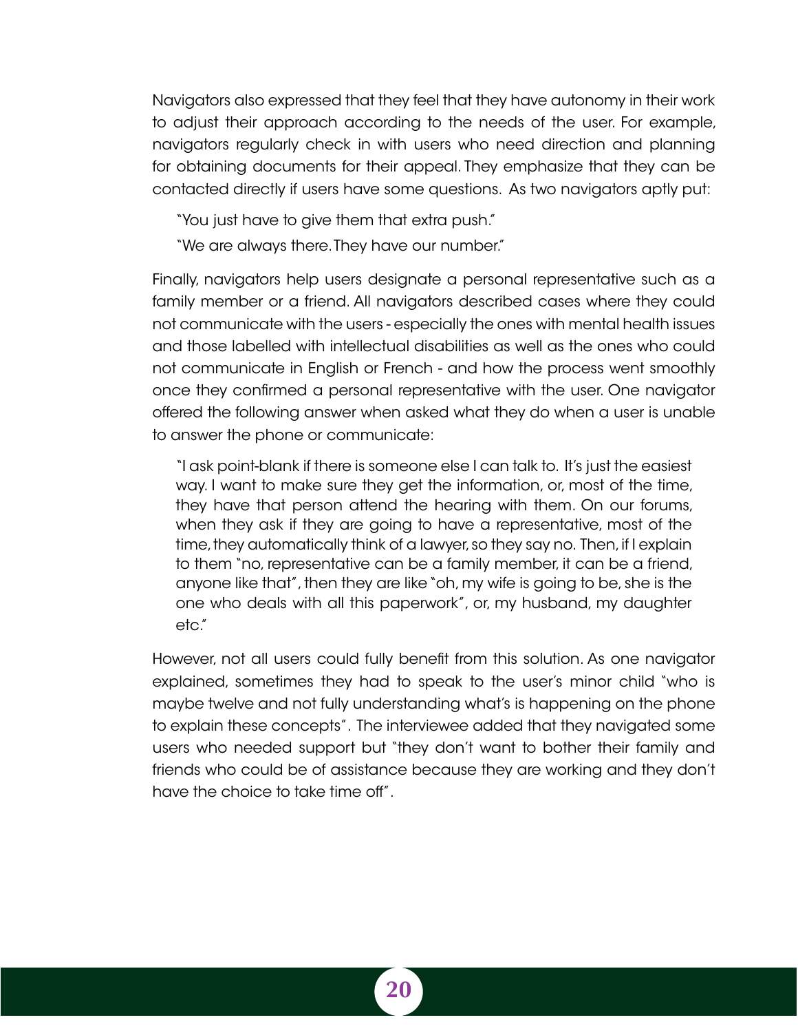Navigators also expressed that they feel that they have autonomy in their work to adjust their approach according to the needs of the user. For example, navigators regularly check in with users who need direction and planning for obtaining documents for their appeal. They emphasize that they can be contacted directly if users have some questions. As two navigators aptly put:

> "You just have to give them that extra push."
>
> "We are always there. They have our number."

Finally, navigators help users designate a personal representative such as a family member or a friend. All navigators described cases where they could not communicate with the users - especially the ones with mental health issues and those labelled with intellectual disabilities as well as the ones who could not communicate in English or French - and how the process went smoothly once they confirmed a personal representative with the user. One navigator offered the following answer when asked what they do when a user is unable to answer the phone or communicate:

> "I ask point-blank if there is someone else I can talk to. It's just the easiest way. I want to make sure they get the information, or, most of the time, they have that person attend the hearing with them. On our forums, when they ask if they are going to have a representative, most of the time, they automatically think of a lawyer, so they say no. Then, if I explain to them "no, representative can be a family member, it can be a friend, anyone like that", then they are like "oh, my wife is going to be, she is the one who deals with all this paperwork", or, my husband, my daughter etc."

However, not all users could fully benefit from this solution. As one navigator explained, sometimes they had to speak to the user's minor child "who is maybe twelve and not fully understanding what's is happening on the phone to explain these concepts". The interviewee added that they navigated some users who needed support but "they don't want to bother their family and friends who could be of assistance because they are working and they don't have the choice to take time off".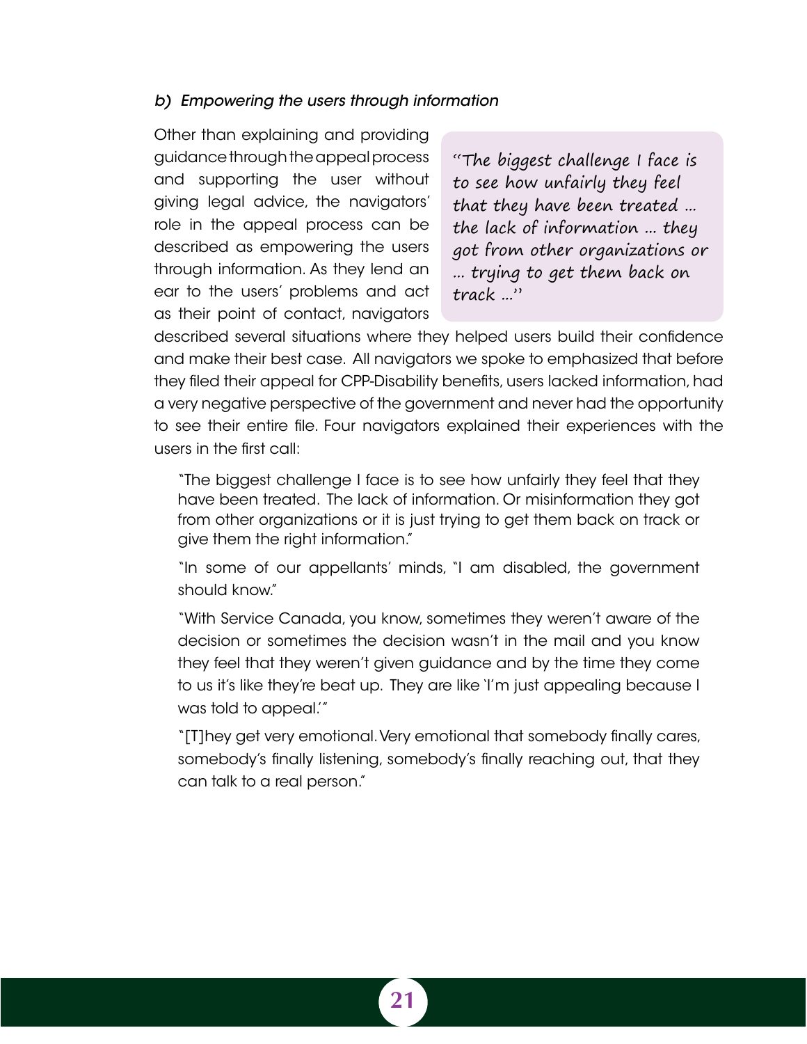*b) Empowering the users through information*

Other than explaining and providing guidance through the appeal process and supporting the user without giving legal advice, the navigators' role in the appeal process can be described as empowering the users through information. As they lend an ear to the users' problems and act as their point of contact, navigators described several situations where they helped users build their confidence and make their best case. All navigators we spoke to emphasized that before they filed their appeal for CPP-Disability benefits, users lacked information, had a very negative perspective of the government and never had the opportunity to see their entire file. Four navigators explained their experiences with the users in the first call:

> *"The biggest challenge I face is to see how unfairly they feel that they have been treated ... the lack of information ... they got from other organizations or ... trying to get them back on track ..."*

> "The biggest challenge I face is to see how unfairly they feel that they have been treated. The lack of information. Or misinformation they got from other organizations or it is just trying to get them back on track or give them the right information."

> "In some of our appellants' minds, "I am disabled, the government should know."

> "With Service Canada, you know, sometimes they weren't aware of the decision or sometimes the decision wasn't in the mail and you know they feel that they weren't given guidance and by the time they come to us it's like they're beat up. They are like 'I'm just appealing because I was told to appeal.'"

> "[T]hey get very emotional. Very emotional that somebody finally cares, somebody's finally listening, somebody's finally reaching out, that they can talk to a real person."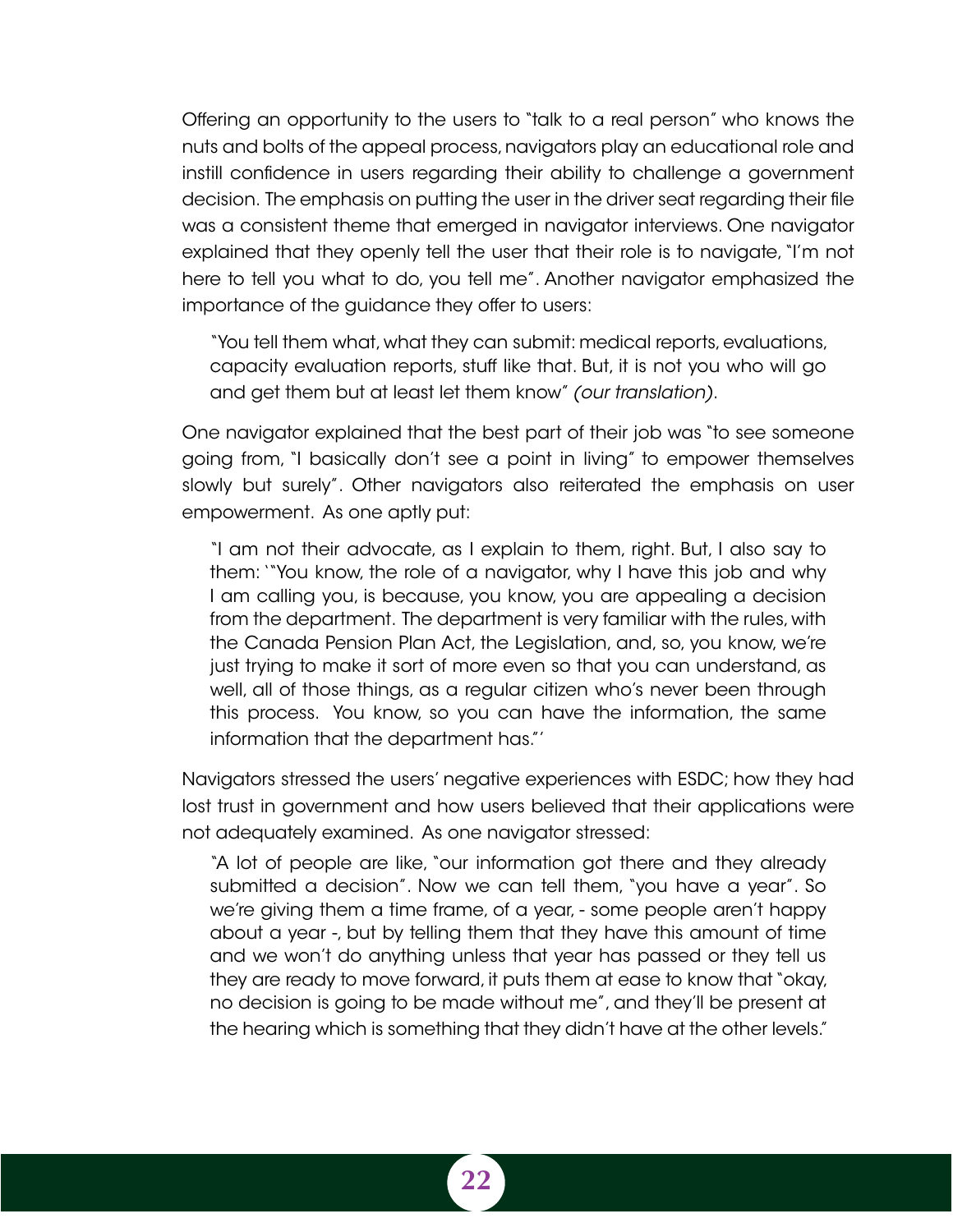Offering an opportunity to the users to "talk to a real person" who knows the nuts and bolts of the appeal process, navigators play an educational role and instill confidence in users regarding their ability to challenge a government decision. The emphasis on putting the user in the driver seat regarding their file was a consistent theme that emerged in navigator interviews. One navigator explained that they openly tell the user that their role is to navigate, "I'm not here to tell you what to do, you tell me". Another navigator emphasized the importance of the guidance they offer to users:

> "You tell them what, what they can submit: medical reports, evaluations, capacity evaluation reports, stuff like that. But, it is not you who will go and get them but at least let them know" *(our translation)*.

One navigator explained that the best part of their job was "to see someone going from, "I basically don't see a point in living" to empower themselves slowly but surely". Other navigators also reiterated the emphasis on user empowerment. As one aptly put:

> "I am not their advocate, as I explain to them, right. But, I also say to them: '"You know, the role of a navigator, why I have this job and why I am calling you, is because, you know, you are appealing a decision from the department. The department is very familiar with the rules, with the Canada Pension Plan Act, the Legislation, and, so, you know, we're just trying to make it sort of more even so that you can understand, as well, all of those things, as a regular citizen who's never been through this process. You know, so you can have the information, the same information that the department has."'

Navigators stressed the users' negative experiences with ESDC; how they had lost trust in government and how users believed that their applications were not adequately examined. As one navigator stressed:

> "A lot of people are like, "our information got there and they already submitted a decision". Now we can tell them, "you have a year". So we're giving them a time frame, of a year, - some people aren't happy about a year -, but by telling them that they have this amount of time and we won't do anything unless that year has passed or they tell us they are ready to move forward, it puts them at ease to know that "okay, no decision is going to be made without me", and they'll be present at the hearing which is something that they didn't have at the other levels."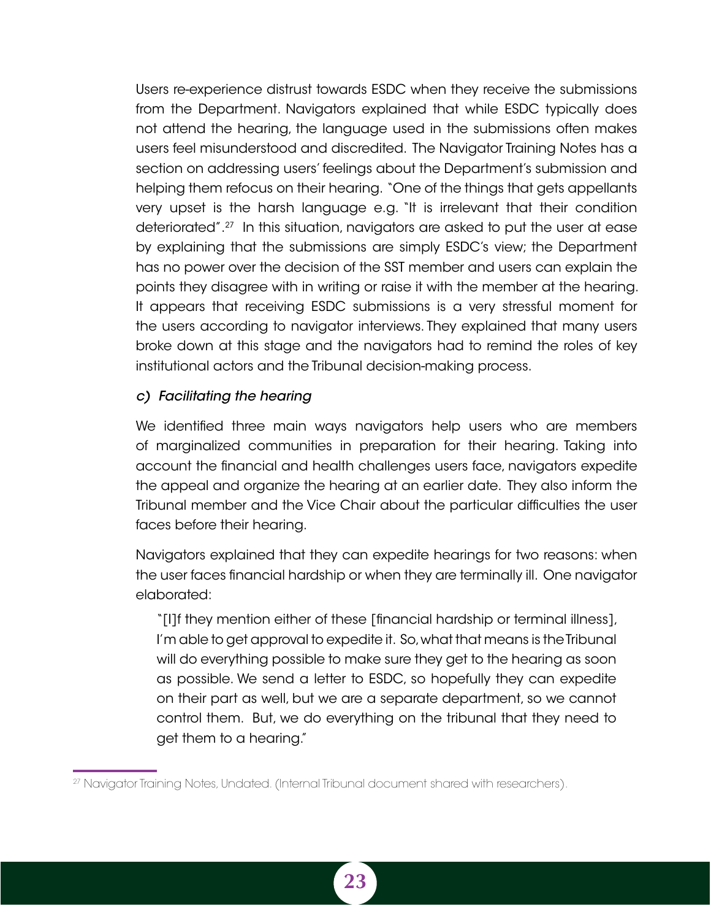Users re-experience distrust towards ESDC when they receive the submissions from the Department. Navigators explained that while ESDC typically does not attend the hearing, the language used in the submissions often makes users feel misunderstood and discredited. The Navigator Training Notes has a section on addressing users' feelings about the Department's submission and helping them refocus on their hearing. "One of the things that gets appellants very upset is the harsh language e.g. "It is irrelevant that their condition deteriorated".[27] In this situation, navigators are asked to put the user at ease by explaining that the submissions are simply ESDC's view; the Department has no power over the decision of the SST member and users can explain the points they disagree with in writing or raise it with the member at the hearing. It appears that receiving ESDC submissions is a very stressful moment for the users according to navigator interviews. They explained that many users broke down at this stage and the navigators had to remind the roles of key institutional actors and the Tribunal decision-making process.

### *c) Facilitating the hearing*

We identified three main ways navigators help users who are members of marginalized communities in preparation for their hearing. Taking into account the financial and health challenges users face, navigators expedite the appeal and organize the hearing at an earlier date. They also inform the Tribunal member and the Vice Chair about the particular difficulties the user faces before their hearing.

Navigators explained that they can expedite hearings for two reasons: when the user faces financial hardship or when they are terminally ill. One navigator elaborated:

> "[I]f they mention either of these [financial hardship or terminal illness], I'm able to get approval to expedite it. So, what that means is the Tribunal will do everything possible to make sure they get to the hearing as soon as possible. We send a letter to ESDC, so hopefully they can expedite on their part as well, but we are a separate department, so we cannot control them. But, we do everything on the tribunal that they need to get them to a hearing."

[27] Navigator Training Notes, Undated. (Internal Tribunal document shared with researchers).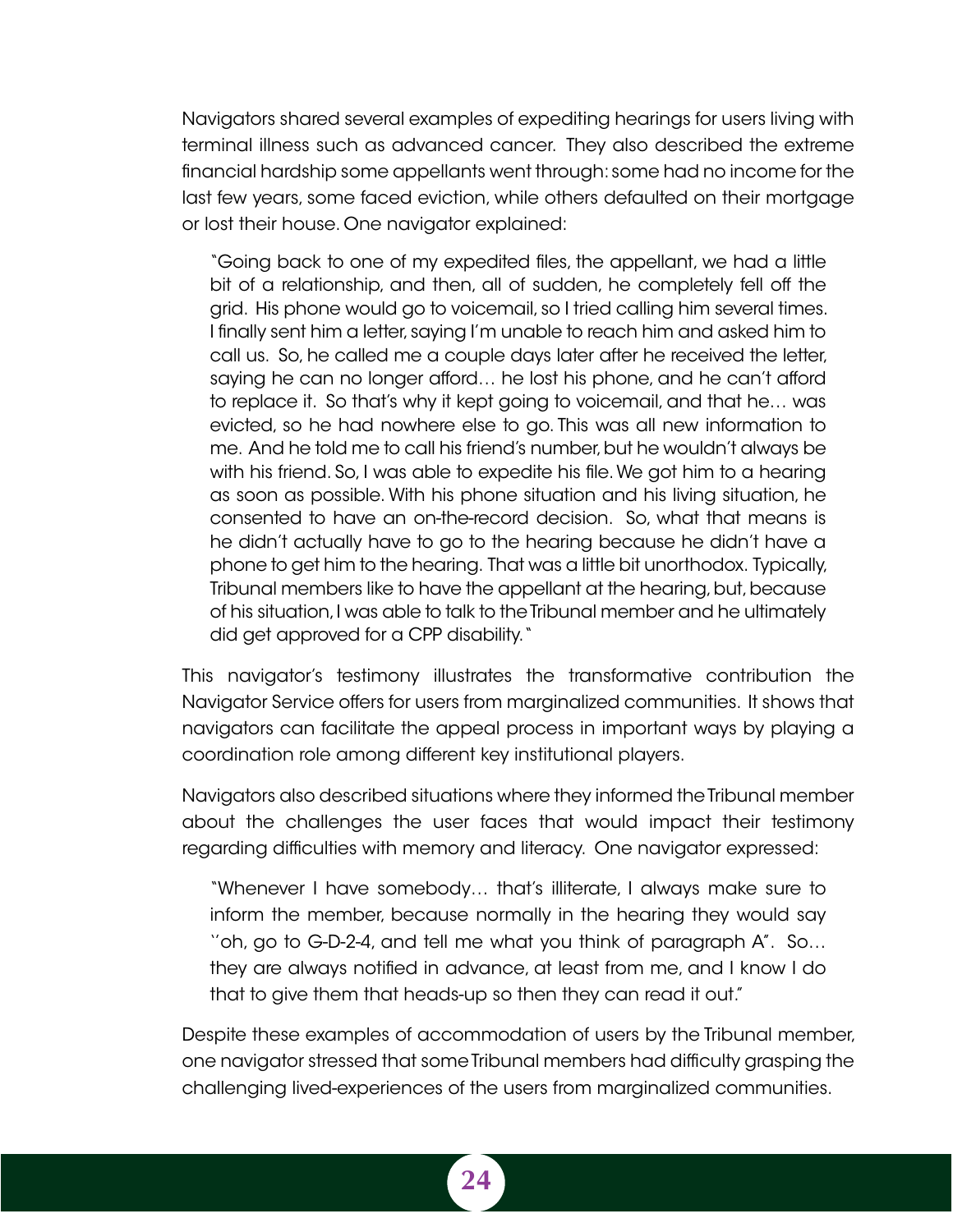Navigators shared several examples of expediting hearings for users living with terminal illness such as advanced cancer. They also described the extreme financial hardship some appellants went through: some had no income for the last few years, some faced eviction, while others defaulted on their mortgage or lost their house. One navigator explained:

> "Going back to one of my expedited files, the appellant, we had a little bit of a relationship, and then, all of sudden, he completely fell off the grid. His phone would go to voicemail, so I tried calling him several times. I finally sent him a letter, saying I'm unable to reach him and asked him to call us. So, he called me a couple days later after he received the letter, saying he can no longer afford… he lost his phone, and he can't afford to replace it. So that's why it kept going to voicemail, and that he… was evicted, so he had nowhere else to go. This was all new information to me. And he told me to call his friend's number, but he wouldn't always be with his friend. So, I was able to expedite his file. We got him to a hearing as soon as possible. With his phone situation and his living situation, he consented to have an on-the-record decision. So, what that means is he didn't actually have to go to the hearing because he didn't have a phone to get him to the hearing. That was a little bit unorthodox. Typically, Tribunal members like to have the appellant at the hearing, but, because of his situation, I was able to talk to the Tribunal member and he ultimately did get approved for a CPP disability."

This navigator's testimony illustrates the transformative contribution the Navigator Service offers for users from marginalized communities. It shows that navigators can facilitate the appeal process in important ways by playing a coordination role among different key institutional players.

Navigators also described situations where they informed the Tribunal member about the challenges the user faces that would impact their testimony regarding difficulties with memory and literacy. One navigator expressed:

> "Whenever I have somebody… that's illiterate, I always make sure to inform the member, because normally in the hearing they would say ''oh, go to G-D-2-4, and tell me what you think of paragraph A". So… they are always notified in advance, at least from me, and I know I do that to give them that heads-up so then they can read it out."

Despite these examples of accommodation of users by the Tribunal member, one navigator stressed that some Tribunal members had difficulty grasping the challenging lived-experiences of the users from marginalized communities.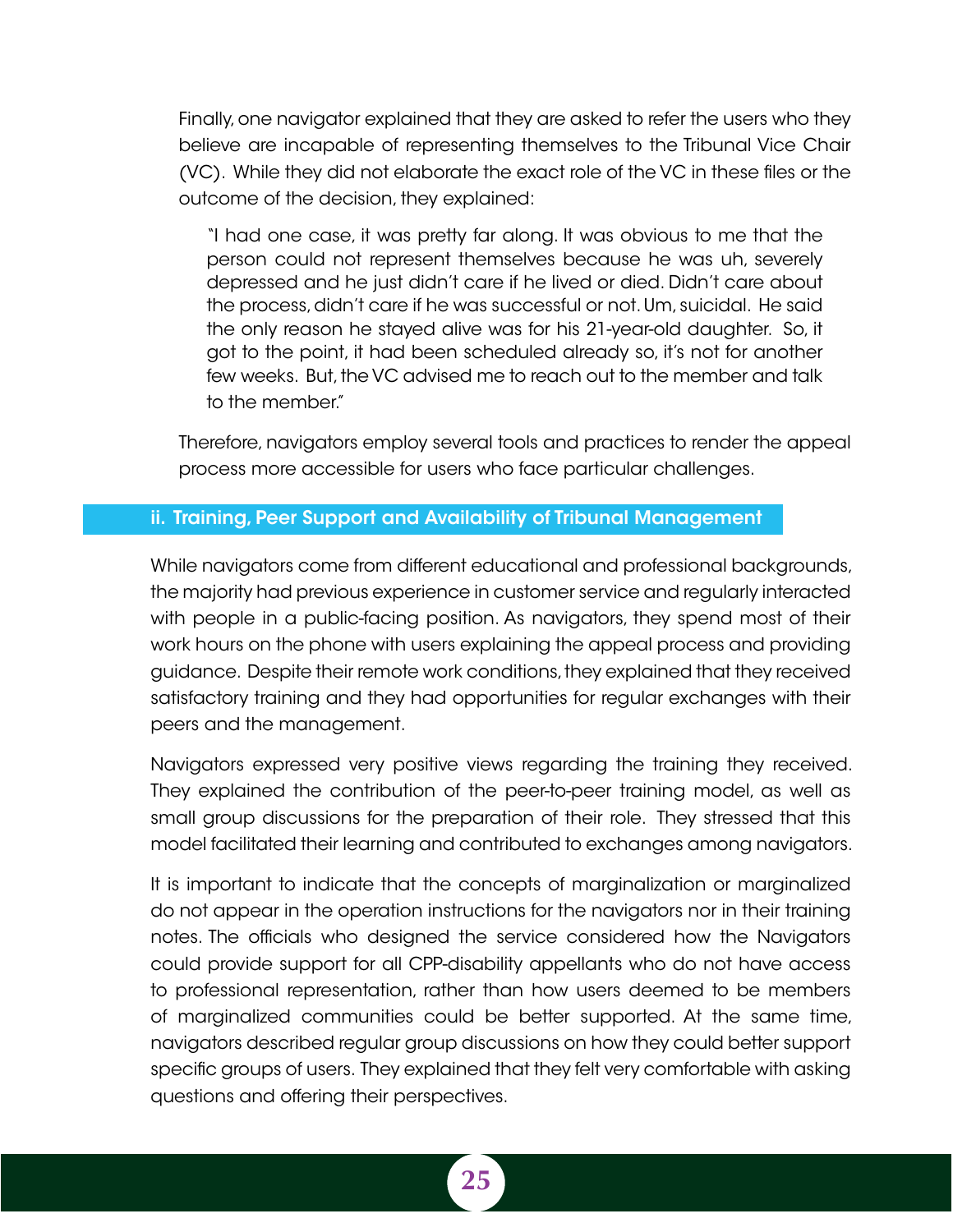Finally, one navigator explained that they are asked to refer the users who they believe are incapable of representing themselves to the Tribunal Vice Chair (VC). While they did not elaborate the exact role of the VC in these files or the outcome of the decision, they explained:

> "I had one case, it was pretty far along. It was obvious to me that the person could not represent themselves because he was uh, severely depressed and he just didn't care if he lived or died. Didn't care about the process, didn't care if he was successful or not. Um, suicidal. He said the only reason he stayed alive was for his 21-year-old daughter. So, it got to the point, it had been scheduled already so, it's not for another few weeks. But, the VC advised me to reach out to the member and talk to the member."

Therefore, navigators employ several tools and practices to render the appeal process more accessible for users who face particular challenges.

### ii. Training, Peer Support and Availability of Tribunal Management

While navigators come from different educational and professional backgrounds, the majority had previous experience in customer service and regularly interacted with people in a public-facing position. As navigators, they spend most of their work hours on the phone with users explaining the appeal process and providing guidance. Despite their remote work conditions, they explained that they received satisfactory training and they had opportunities for regular exchanges with their peers and the management.

Navigators expressed very positive views regarding the training they received. They explained the contribution of the peer-to-peer training model, as well as small group discussions for the preparation of their role. They stressed that this model facilitated their learning and contributed to exchanges among navigators.

It is important to indicate that the concepts of marginalization or marginalized do not appear in the operation instructions for the navigators nor in their training notes. The officials who designed the service considered how the Navigators could provide support for all CPP-disability appellants who do not have access to professional representation, rather than how users deemed to be members of marginalized communities could be better supported. At the same time, navigators described regular group discussions on how they could better support specific groups of users. They explained that they felt very comfortable with asking questions and offering their perspectives.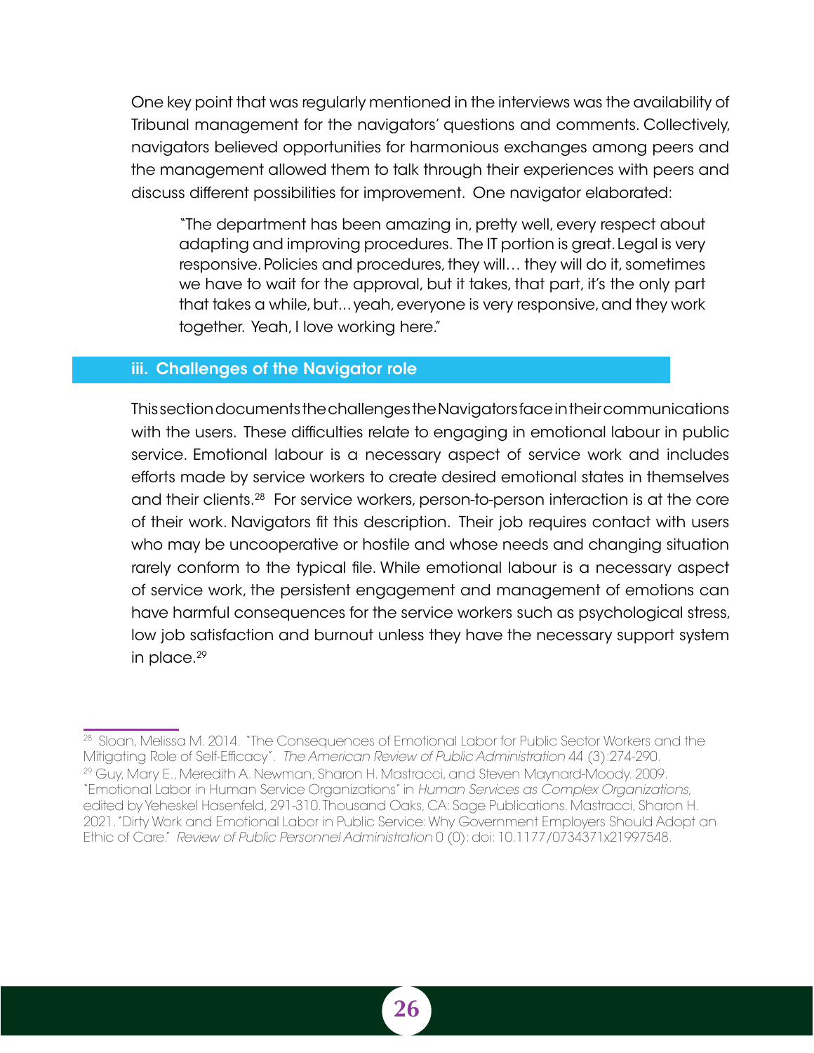One key point that was regularly mentioned in the interviews was the availability of Tribunal management for the navigators' questions and comments. Collectively, navigators believed opportunities for harmonious exchanges among peers and the management allowed them to talk through their experiences with peers and discuss different possibilities for improvement. One navigator elaborated:

> "The department has been amazing in, pretty well, every respect about adapting and improving procedures. The IT portion is great. Legal is very responsive. Policies and procedures, they will… they will do it, sometimes we have to wait for the approval, but it takes, that part, it's the only part that takes a while, but... yeah, everyone is very responsive, and they work together. Yeah, I love working here."

### iii. Challenges of the Navigator role

This section documents the challenges the Navigators face in their communications with the users. These difficulties relate to engaging in emotional labour in public service. Emotional labour is a necessary aspect of service work and includes efforts made by service workers to create desired emotional states in themselves and their clients.[28] For service workers, person-to-person interaction is at the core of their work. Navigators fit this description. Their job requires contact with users who may be uncooperative or hostile and whose needs and changing situation rarely conform to the typical file. While emotional labour is a necessary aspect of service work, the persistent engagement and management of emotions can have harmful consequences for the service workers such as psychological stress, low job satisfaction and burnout unless they have the necessary support system in place.[29]

---

[28] Sloan, Melissa M. 2014. "The Consequences of Emotional Labor for Public Sector Workers and the Mitigating Role of Self-Efficacy". *The American Review of Public Administration* 44 (3):274-290.

[29] Guy, Mary E., Meredith A. Newman, Sharon H. Mastracci, and Steven Maynard-Moody. 2009. "Emotional Labor in Human Service Organizations" in *Human Services as Complex Organizations*, edited by Yeheskel Hasenfeld, 291-310. Thousand Oaks, CA: Sage Publications. Mastracci, Sharon H. 2021. "Dirty Work and Emotional Labor in Public Service: Why Government Employers Should Adopt an Ethic of Care." *Review of Public Personnel Administration* 0 (0): doi: 10.1177/0734371x21997548.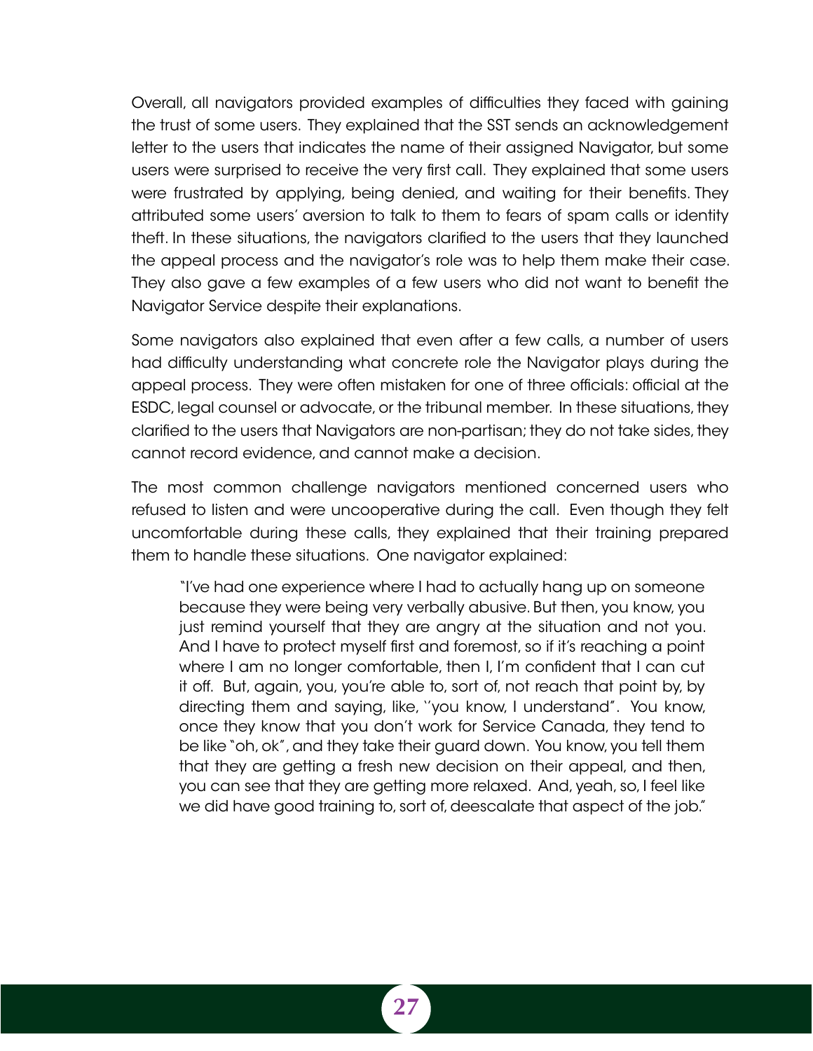Overall, all navigators provided examples of difficulties they faced with gaining the trust of some users. They explained that the SST sends an acknowledgement letter to the users that indicates the name of their assigned Navigator, but some users were surprised to receive the very first call. They explained that some users were frustrated by applying, being denied, and waiting for their benefits. They attributed some users' aversion to talk to them to fears of spam calls or identity theft. In these situations, the navigators clarified to the users that they launched the appeal process and the navigator's role was to help them make their case. They also gave a few examples of a few users who did not want to benefit the Navigator Service despite their explanations.

Some navigators also explained that even after a few calls, a number of users had difficulty understanding what concrete role the Navigator plays during the appeal process. They were often mistaken for one of three officials: official at the ESDC, legal counsel or advocate, or the tribunal member. In these situations, they clarified to the users that Navigators are non-partisan; they do not take sides, they cannot record evidence, and cannot make a decision.

The most common challenge navigators mentioned concerned users who refused to listen and were uncooperative during the call. Even though they felt uncomfortable during these calls, they explained that their training prepared them to handle these situations. One navigator explained:

> "I've had one experience where I had to actually hang up on someone because they were being very verbally abusive. But then, you know, you just remind yourself that they are angry at the situation and not you. And I have to protect myself first and foremost, so if it's reaching a point where I am no longer comfortable, then I, I'm confident that I can cut it off. But, again, you, you're able to, sort of, not reach that point by, by directing them and saying, like, ''you know, I understand". You know, once they know that you don't work for Service Canada, they tend to be like "oh, ok", and they take their guard down. You know, you tell them that they are getting a fresh new decision on their appeal, and then, you can see that they are getting more relaxed. And, yeah, so, I feel like we did have good training to, sort of, deescalate that aspect of the job."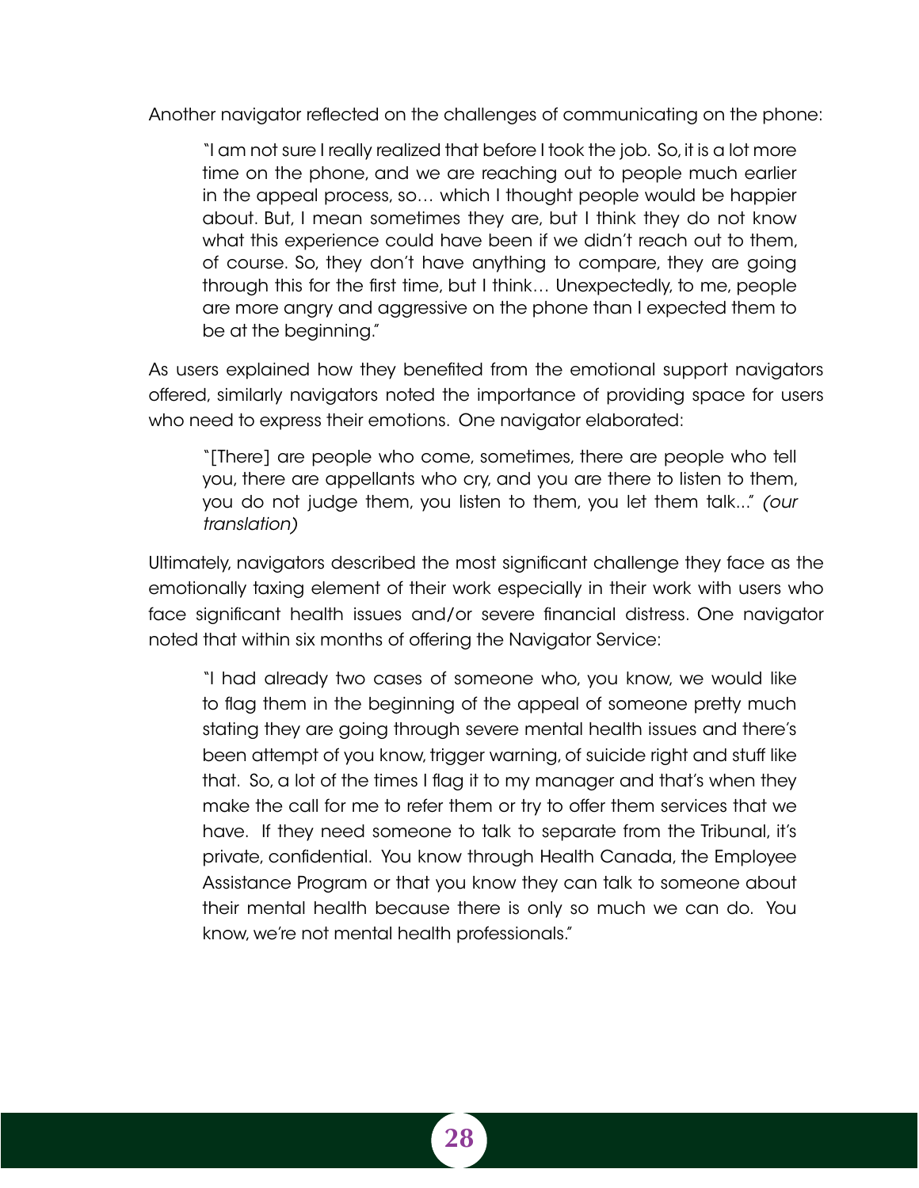Another navigator reflected on the challenges of communicating on the phone:

> "I am not sure I really realized that before I took the job. So, it is a lot more time on the phone, and we are reaching out to people much earlier in the appeal process, so… which I thought people would be happier about. But, I mean sometimes they are, but I think they do not know what this experience could have been if we didn't reach out to them, of course. So, they don't have anything to compare, they are going through this for the first time, but I think… Unexpectedly, to me, people are more angry and aggressive on the phone than I expected them to be at the beginning."

As users explained how they benefited from the emotional support navigators offered, similarly navigators noted the importance of providing space for users who need to express their emotions. One navigator elaborated:

> "[There] are people who come, sometimes, there are people who tell you, there are appellants who cry, and you are there to listen to them, you do not judge them, you listen to them, you let them talk..." *(our translation)*

Ultimately, navigators described the most significant challenge they face as the emotionally taxing element of their work especially in their work with users who face significant health issues and/or severe financial distress. One navigator noted that within six months of offering the Navigator Service:

> "I had already two cases of someone who, you know, we would like to flag them in the beginning of the appeal of someone pretty much stating they are going through severe mental health issues and there's been attempt of you know, trigger warning, of suicide right and stuff like that. So, a lot of the times I flag it to my manager and that's when they make the call for me to refer them or try to offer them services that we have. If they need someone to talk to separate from the Tribunal, it's private, confidential. You know through Health Canada, the Employee Assistance Program or that you know they can talk to someone about their mental health because there is only so much we can do. You know, we're not mental health professionals."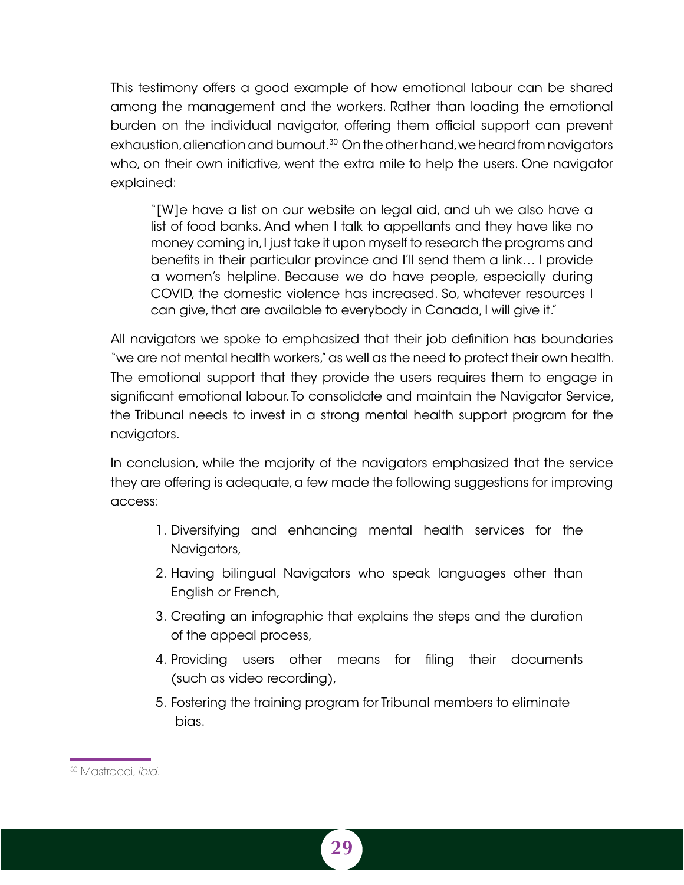This testimony offers a good example of how emotional labour can be shared among the management and the workers. Rather than loading the emotional burden on the individual navigator, offering them official support can prevent exhaustion, alienation and burnout.[30] On the other hand, we heard from navigators who, on their own initiative, went the extra mile to help the users. One navigator explained:

> "[W]e have a list on our website on legal aid, and uh we also have a list of food banks. And when I talk to appellants and they have like no money coming in, I just take it upon myself to research the programs and benefits in their particular province and I'll send them a link… I provide a women's helpline. Because we do have people, especially during COVID, the domestic violence has increased. So, whatever resources I can give, that are available to everybody in Canada, I will give it."

All navigators we spoke to emphasized that their job definition has boundaries "we are not mental health workers," as well as the need to protect their own health. The emotional support that they provide the users requires them to engage in significant emotional labour. To consolidate and maintain the Navigator Service, the Tribunal needs to invest in a strong mental health support program for the navigators.

In conclusion, while the majority of the navigators emphasized that the service they are offering is adequate, a few made the following suggestions for improving access:

1. Diversifying and enhancing mental health services for the Navigators,
2. Having bilingual Navigators who speak languages other than English or French,
3. Creating an infographic that explains the steps and the duration of the appeal process,
4. Providing users other means for filing their documents (such as video recording),
5. Fostering the training program for Tribunal members to eliminate bias.

[30] Mastracci, *ibid.*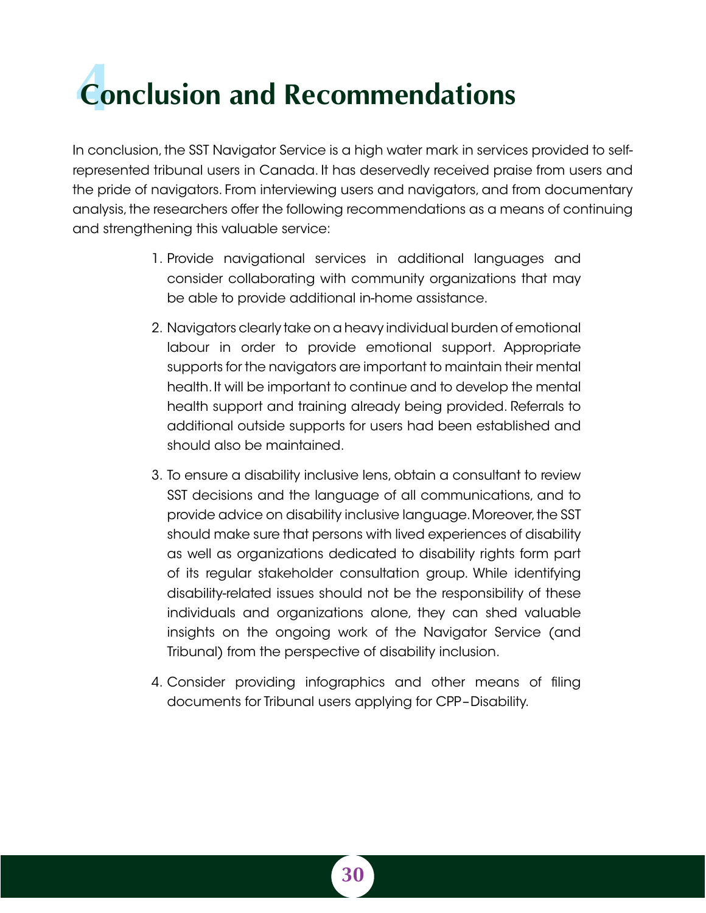# 4 Conclusion and Recommendations

In conclusion, the SST Navigator Service is a high water mark in services provided to self-represented tribunal users in Canada. It has deservedly received praise from users and the pride of navigators. From interviewing users and navigators, and from documentary analysis, the researchers offer the following recommendations as a means of continuing and strengthening this valuable service:

1. Provide navigational services in additional languages and consider collaborating with community organizations that may be able to provide additional in-home assistance.
2. Navigators clearly take on a heavy individual burden of emotional labour in order to provide emotional support. Appropriate supports for the navigators are important to maintain their mental health. It will be important to continue and to develop the mental health support and training already being provided. Referrals to additional outside supports for users had been established and should also be maintained.
3. To ensure a disability inclusive lens, obtain a consultant to review SST decisions and the language of all communications, and to provide advice on disability inclusive language. Moreover, the SST should make sure that persons with lived experiences of disability as well as organizations dedicated to disability rights form part of its regular stakeholder consultation group. While identifying disability-related issues should not be the responsibility of these individuals and organizations alone, they can shed valuable insights on the ongoing work of the Navigator Service (and Tribunal) from the perspective of disability inclusion.
4. Consider providing infographics and other means of filing documents for Tribunal users applying for CPP–Disability.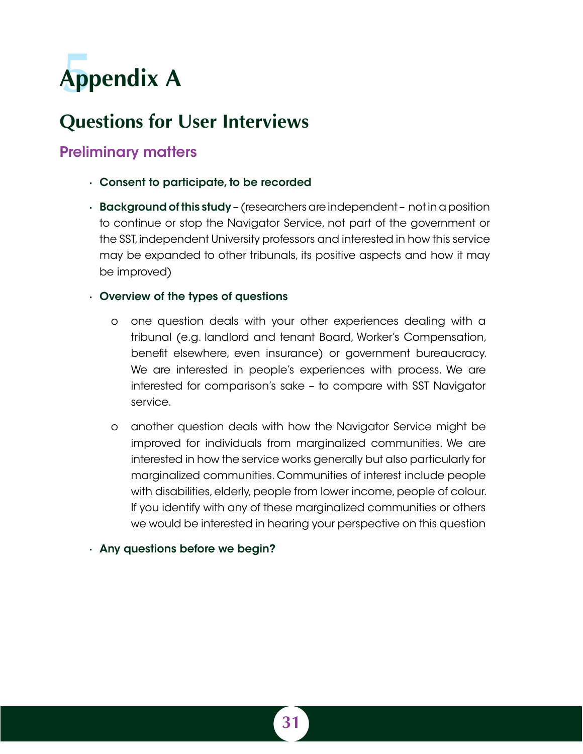# Appendix A

## Questions for User Interviews

### Preliminary matters

- **Consent to participate, to be recorded**
- **Background of this study** – (researchers are independent – not in a position to continue or stop the Navigator Service, not part of the government or the SST, independent University professors and interested in how this service may be expanded to other tribunals, its positive aspects and how it may be improved)
- **Overview of the types of questions**
  - one question deals with your other experiences dealing with a tribunal (e.g. landlord and tenant Board, Worker's Compensation, benefit elsewhere, even insurance) or government bureaucracy. We are interested in people's experiences with process. We are interested for comparison's sake – to compare with SST Navigator service.
  - another question deals with how the Navigator Service might be improved for individuals from marginalized communities. We are interested in how the service works generally but also particularly for marginalized communities. Communities of interest include people with disabilities, elderly, people from lower income, people of colour. If you identify with any of these marginalized communities or others we would be interested in hearing your perspective on this question
- **Any questions before we begin?**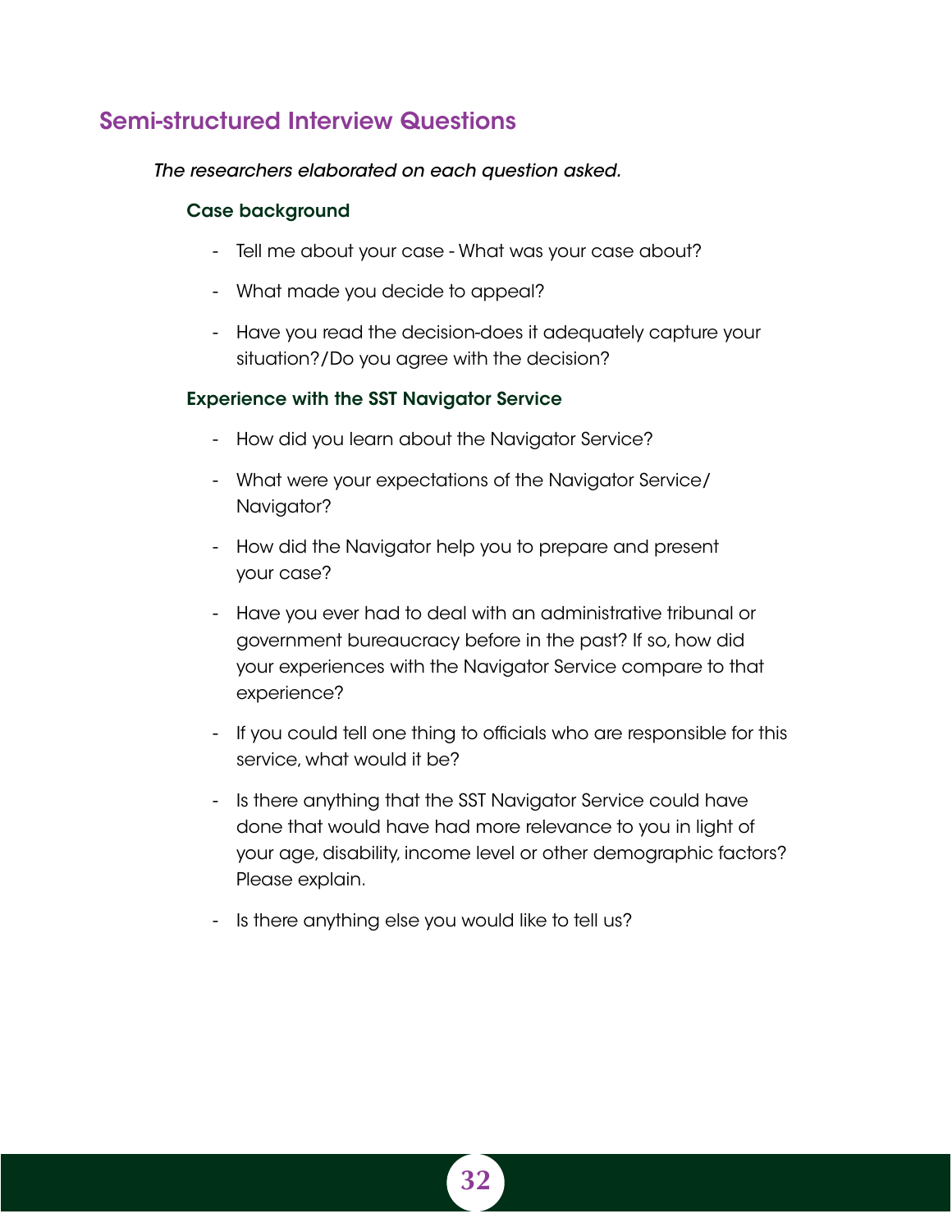## Semi-structured Interview Questions

*The researchers elaborated on each question asked.*

### Case background

- Tell me about your case - What was your case about?
- What made you decide to appeal?
- Have you read the decision-does it adequately capture your situation?/Do you agree with the decision?

### Experience with the SST Navigator Service

- How did you learn about the Navigator Service?
- What were your expectations of the Navigator Service/ Navigator?
- How did the Navigator help you to prepare and present your case?
- Have you ever had to deal with an administrative tribunal or government bureaucracy before in the past? If so, how did your experiences with the Navigator Service compare to that experience?
- If you could tell one thing to officials who are responsible for this service, what would it be?
- Is there anything that the SST Navigator Service could have done that would have had more relevance to you in light of your age, disability, income level or other demographic factors? Please explain.
- Is there anything else you would like to tell us?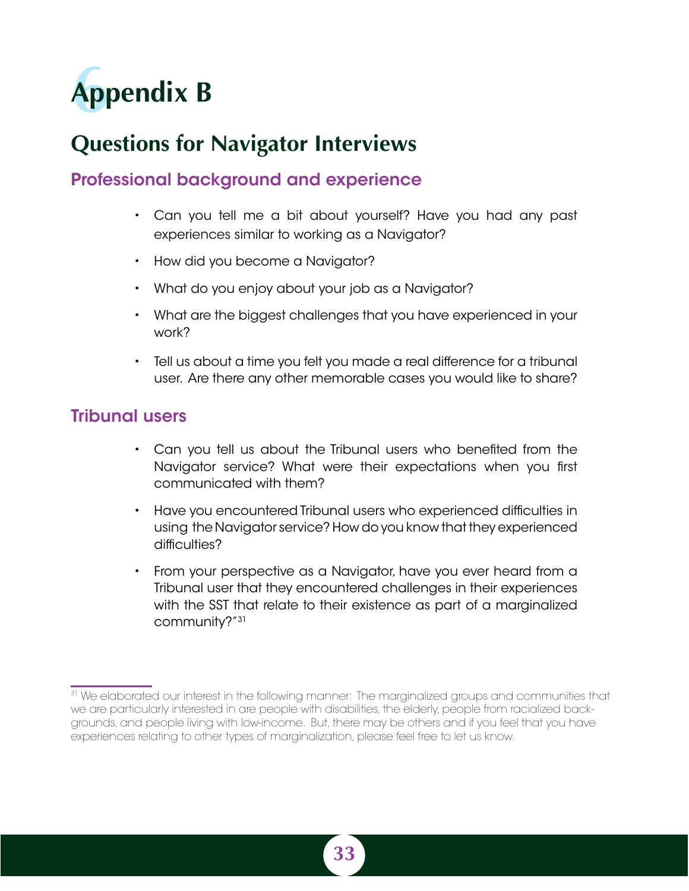# Appendix B

## Questions for Navigator Interviews

### Professional background and experience

- Can you tell me a bit about yourself? Have you had any past experiences similar to working as a Navigator?
- How did you become a Navigator?
- What do you enjoy about your job as a Navigator?
- What are the biggest challenges that you have experienced in your work?
- Tell us about a time you felt you made a real difference for a tribunal user. Are there any other memorable cases you would like to share?

### Tribunal users

- Can you tell us about the Tribunal users who benefited from the Navigator service? What were their expectations when you first communicated with them?
- Have you encountered Tribunal users who experienced difficulties in using the Navigator service? How do you know that they experienced difficulties?
- From your perspective as a Navigator, have you ever heard from a Tribunal user that they encountered challenges in their experiences with the SST that relate to their existence as part of a marginalized community?"[31]

---

[31] We elaborated our interest in the following manner: The marginalized groups and communities that we are particularly interested in are people with disabilities, the elderly, people from racialized backgrounds, and people living with low-income. But, there may be others and if you feel that you have experiences relating to other types of marginalization, please feel free to let us know.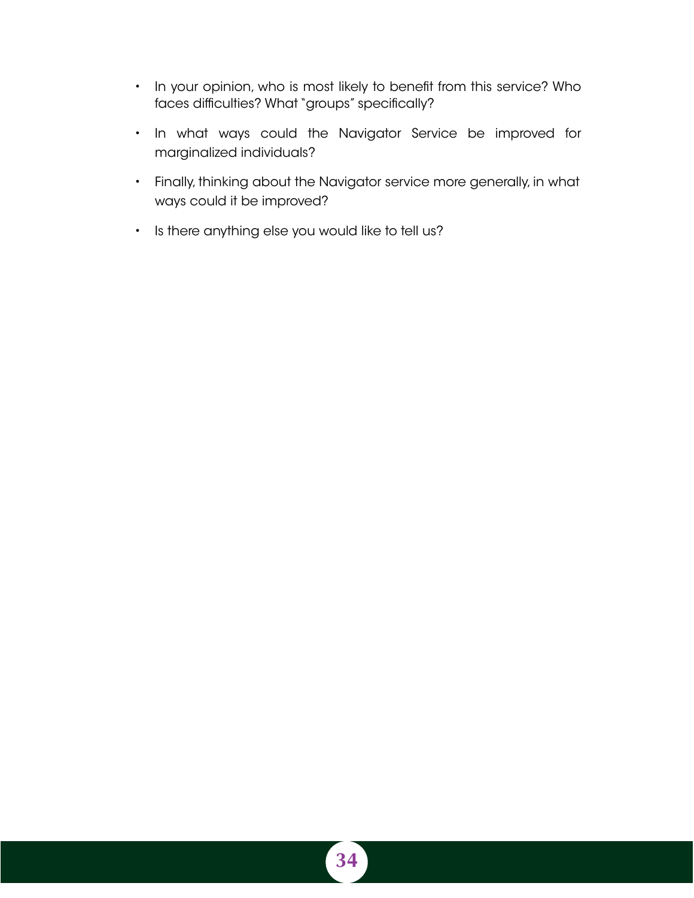- In your opinion, who is most likely to benefit from this service? Who faces difficulties? What "groups" specifically?
- In what ways could the Navigator Service be improved for marginalized individuals?
- Finally, thinking about the Navigator service more generally, in what ways could it be improved?
- Is there anything else you would like to tell us?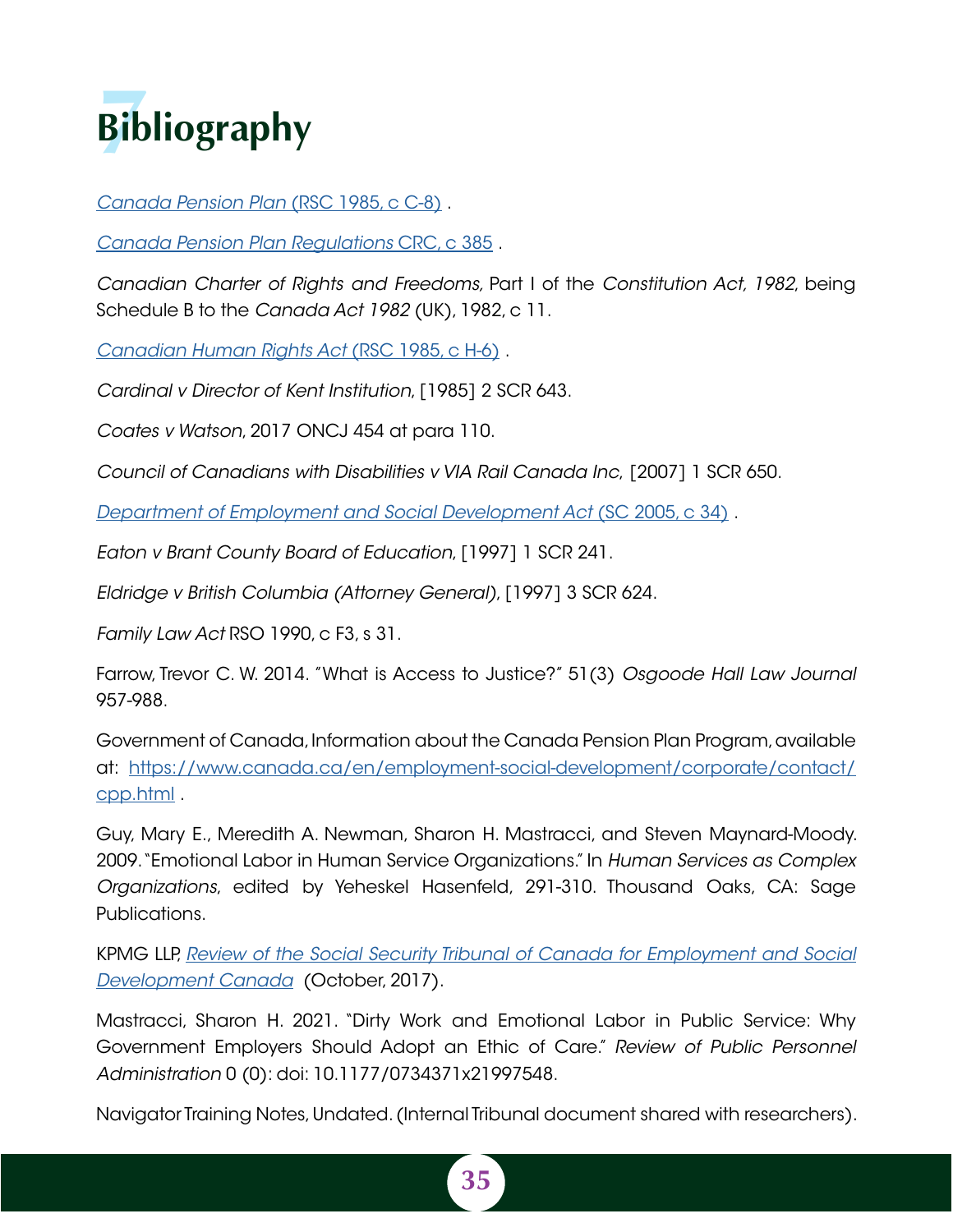# 7 Bibliography

*Canada Pension Plan* (RSC 1985, c C-8) .

*Canada Pension Plan Regulations* CRC, c 385 .

*Canadian Charter of Rights and Freedoms,* Part I of the *Constitution Act, 1982*, being Schedule B to the *Canada Act 1982* (UK), 1982, c 11.

*Canadian Human Rights Act* (RSC 1985, c H-6) .

*Cardinal v Director of Kent Institution*, [1985] 2 SCR 643.

*Coates v Watson*, 2017 ONCJ 454 at para 110.

*Council of Canadians with Disabilities v VIA Rail Canada Inc,* [2007] 1 SCR 650.

*Department of Employment and Social Development Act* (SC 2005, c 34) .

*Eaton v Brant County Board of Education*, [1997] 1 SCR 241.

*Eldridge v British Columbia (Attorney General)*, [1997] 3 SCR 624.

*Family Law Act* RSO 1990, c F3, s 31.

Farrow, Trevor C. W. 2014. "What is Access to Justice?" 51(3) *Osgoode Hall Law Journal* 957-988.

Government of Canada, Information about the Canada Pension Plan Program, available at: https://www.canada.ca/en/employment-social-development/corporate/contact/cpp.html .

Guy, Mary E., Meredith A. Newman, Sharon H. Mastracci, and Steven Maynard-Moody. 2009. "Emotional Labor in Human Service Organizations." In *Human Services as Complex Organizations*, edited by Yeheskel Hasenfeld, 291-310. Thousand Oaks, CA: Sage Publications.

KPMG LLP, *Review of the Social Security Tribunal of Canada for Employment and Social Development Canada* (October, 2017).

Mastracci, Sharon H. 2021. "Dirty Work and Emotional Labor in Public Service: Why Government Employers Should Adopt an Ethic of Care." *Review of Public Personnel Administration* 0 (0): doi: 10.1177/0734371x21997548.

Navigator Training Notes, Undated. (Internal Tribunal document shared with researchers).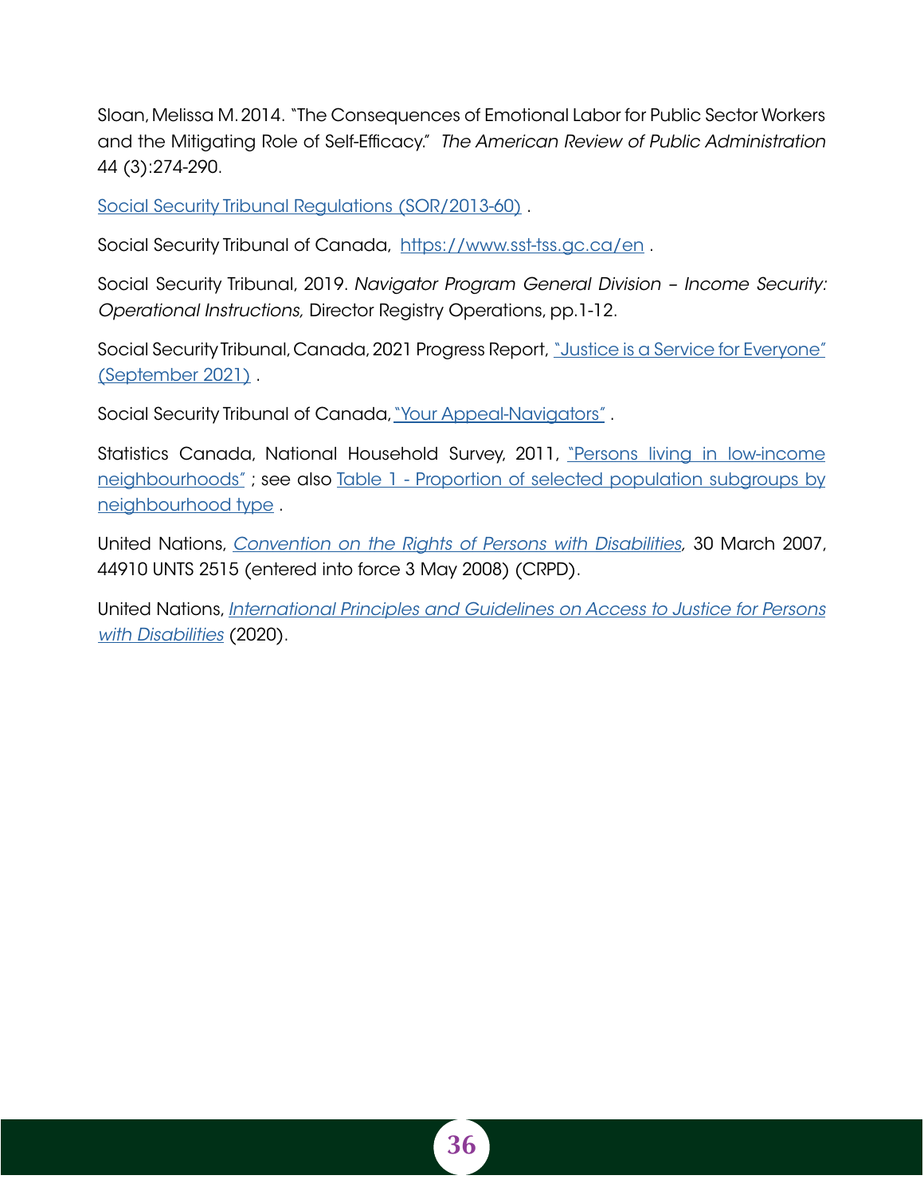Sloan, Melissa M. 2014. "The Consequences of Emotional Labor for Public Sector Workers and the Mitigating Role of Self-Efficacy." *The American Review of Public Administration* 44 (3):274-290.

Social Security Tribunal Regulations (SOR/2013-60) .

Social Security Tribunal of Canada, https://www.sst-tss.gc.ca/en .

Social Security Tribunal, 2019. *Navigator Program General Division – Income Security: Operational Instructions,* Director Registry Operations, pp.1-12.

Social Security Tribunal, Canada, 2021 Progress Report, "Justice is a Service for Everyone" (September 2021) .

Social Security Tribunal of Canada, "Your Appeal-Navigators" .

Statistics Canada, National Household Survey, 2011, "Persons living in low-income neighbourhoods" ; see also Table 1 - Proportion of selected population subgroups by neighbourhood type .

United Nations, *Convention on the Rights of Persons with Disabilities,* 30 March 2007, 44910 UNTS 2515 (entered into force 3 May 2008) (CRPD).

United Nations, *International Principles and Guidelines on Access to Justice for Persons with Disabilities* (2020).